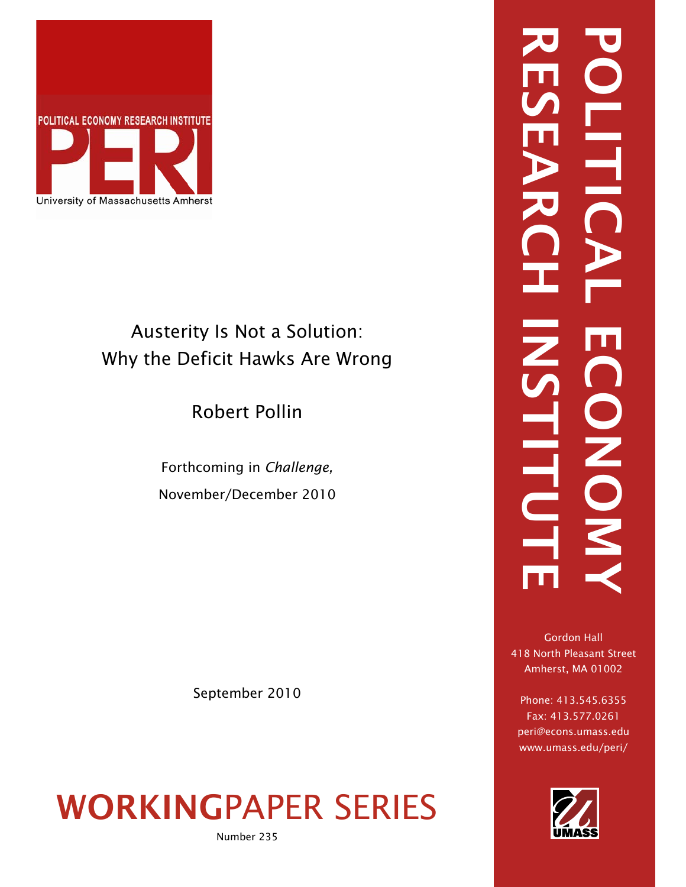POLITICAL ECONOMY RESEARCH INSTITUTE

PERI

University of Massachusetts Amherst

# Austerity Is Not a Solution: Why the Deficit Hawks Are Wrong

Robert Pollin

Forthcoming in *Challenge,*
November/December 2010

September 2010

## WORKINGPAPER SERIES

Number 235

POLITICAL ECONOMY RESEARCH INSTITUTE

Gordon Hall
418 North Pleasant Street
Amherst, MA 01002

Phone: 413.545.6355
Fax: 413.577.0261
peri@econs.umass.edu
www.umass.edu/peri/

UMASS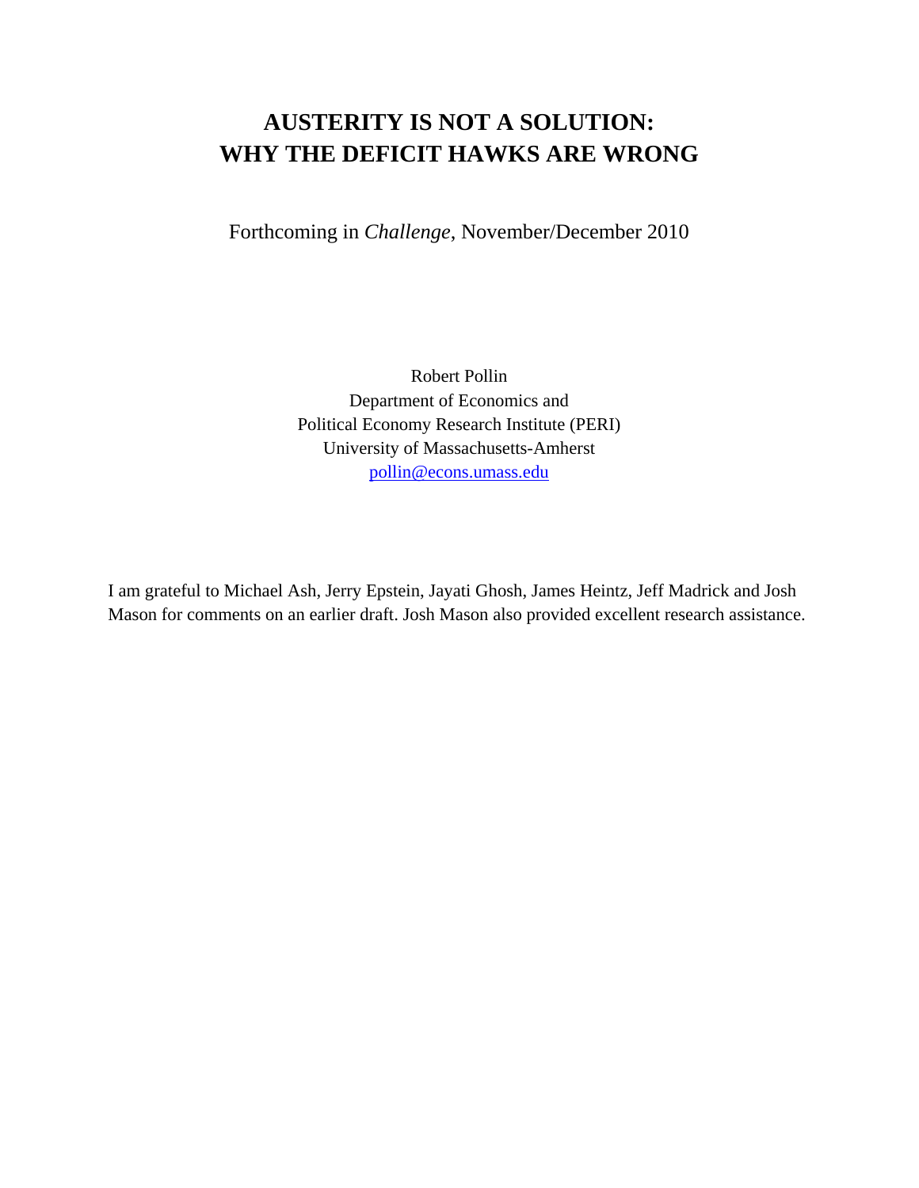# AUSTERITY IS NOT A SOLUTION: WHY THE DEFICIT HAWKS ARE WRONG

Forthcoming in *Challenge*, November/December 2010

Robert Pollin
Department of Economics and
Political Economy Research Institute (PERI)
University of Massachusetts-Amherst
pollin@econs.umass.edu

I am grateful to Michael Ash, Jerry Epstein, Jayati Ghosh, James Heintz, Jeff Madrick and Josh Mason for comments on an earlier draft. Josh Mason also provided excellent research assistance.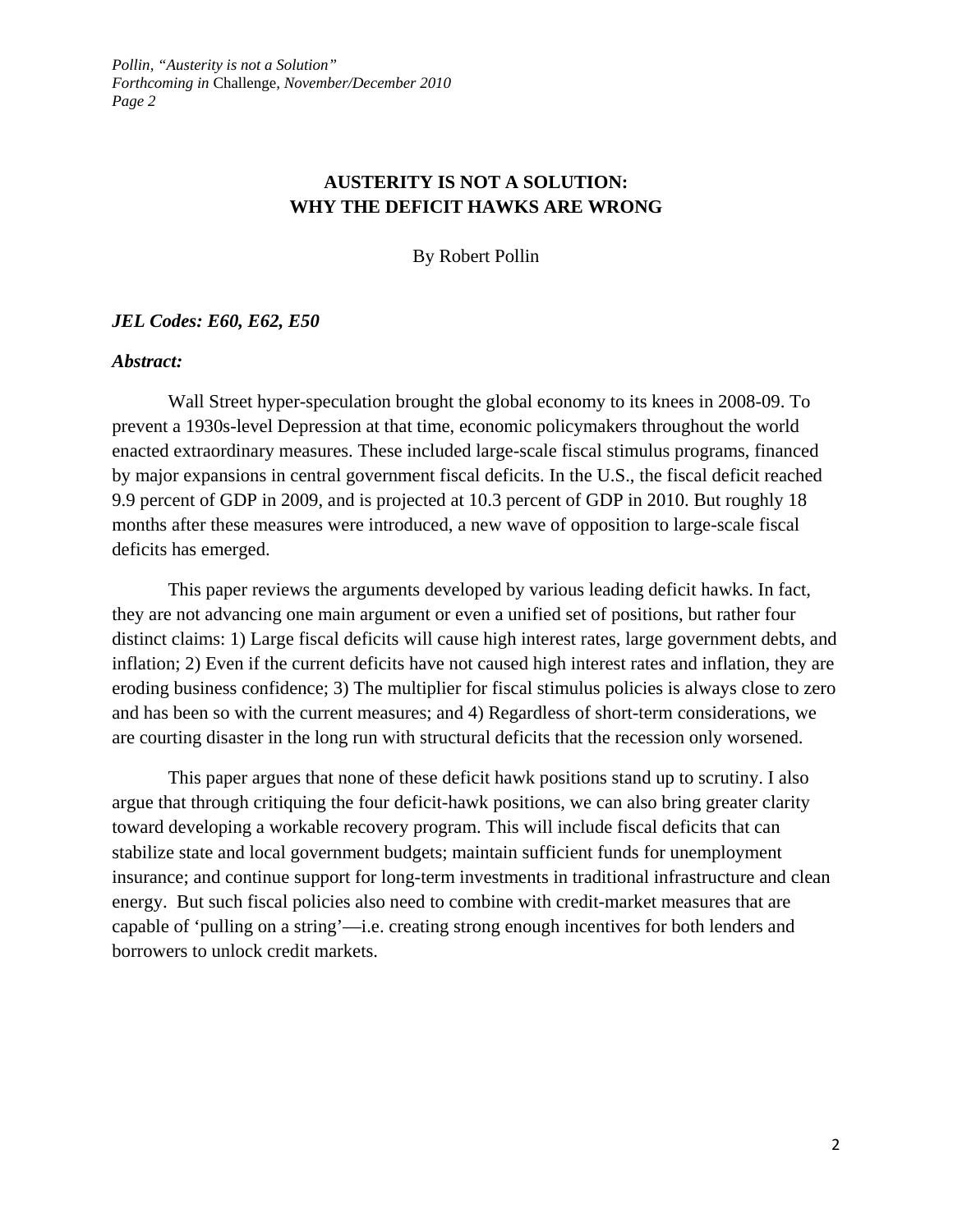# AUSTERITY IS NOT A SOLUTION: WHY THE DEFICIT HAWKS ARE WRONG

By Robert Pollin

***JEL Codes: E60, E62, E50***

***Abstract:***

Wall Street hyper-speculation brought the global economy to its knees in 2008-09. To prevent a 1930s-level Depression at that time, economic policymakers throughout the world enacted extraordinary measures. These included large-scale fiscal stimulus programs, financed by major expansions in central government fiscal deficits. In the U.S., the fiscal deficit reached 9.9 percent of GDP in 2009, and is projected at 10.3 percent of GDP in 2010. But roughly 18 months after these measures were introduced, a new wave of opposition to large-scale fiscal deficits has emerged.

This paper reviews the arguments developed by various leading deficit hawks. In fact, they are not advancing one main argument or even a unified set of positions, but rather four distinct claims: 1) Large fiscal deficits will cause high interest rates, large government debts, and inflation; 2) Even if the current deficits have not caused high interest rates and inflation, they are eroding business confidence; 3) The multiplier for fiscal stimulus policies is always close to zero and has been so with the current measures; and 4) Regardless of short-term considerations, we are courting disaster in the long run with structural deficits that the recession only worsened.

This paper argues that none of these deficit hawk positions stand up to scrutiny. I also argue that through critiquing the four deficit-hawk positions, we can also bring greater clarity toward developing a workable recovery program. This will include fiscal deficits that can stabilize state and local government budgets; maintain sufficient funds for unemployment insurance; and continue support for long-term investments in traditional infrastructure and clean energy. But such fiscal policies also need to combine with credit-market measures that are capable of 'pulling on a string'—i.e. creating strong enough incentives for both lenders and borrowers to unlock credit markets.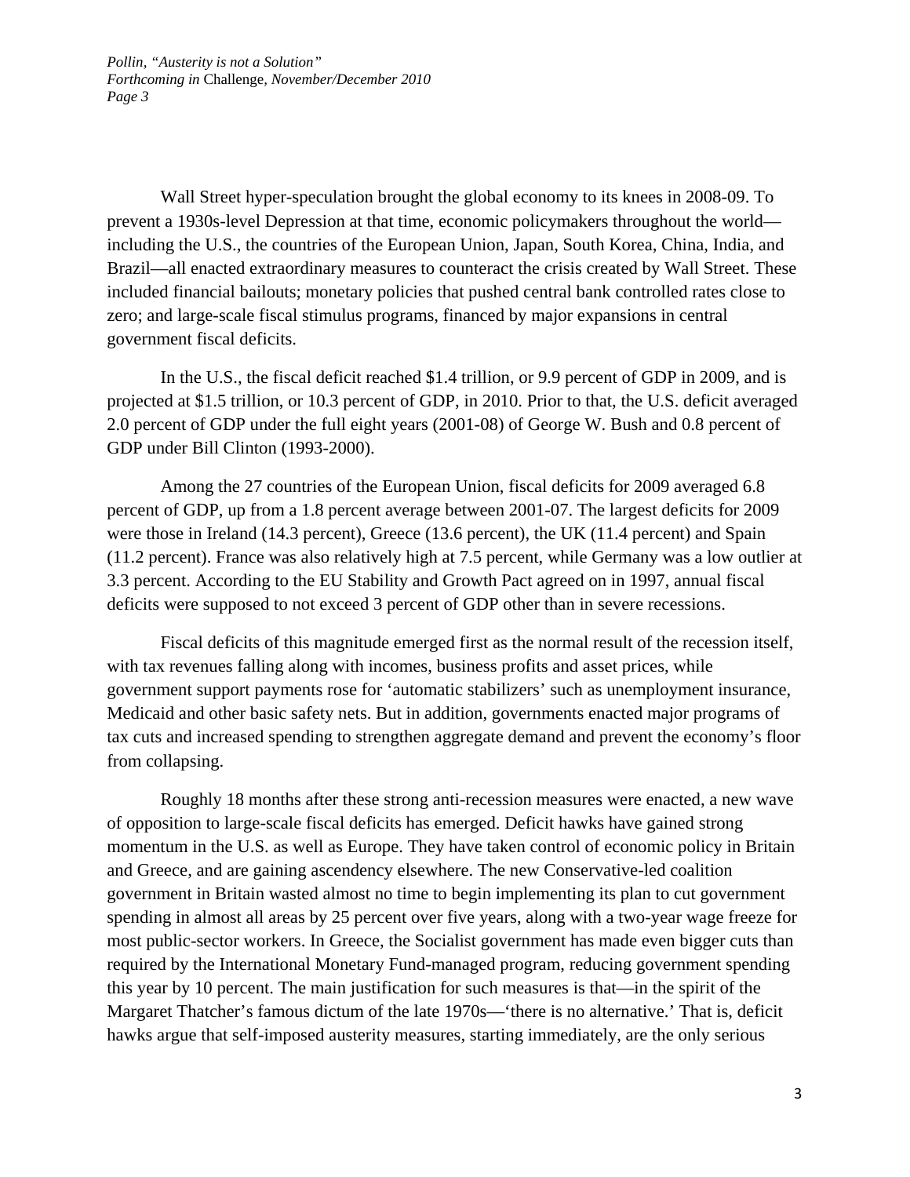Wall Street hyper-speculation brought the global economy to its knees in 2008-09. To prevent a 1930s-level Depression at that time, economic policymakers throughout the world—including the U.S., the countries of the European Union, Japan, South Korea, China, India, and Brazil—all enacted extraordinary measures to counteract the crisis created by Wall Street. These included financial bailouts; monetary policies that pushed central bank controlled rates close to zero; and large-scale fiscal stimulus programs, financed by major expansions in central government fiscal deficits.

In the U.S., the fiscal deficit reached $1.4 trillion, or 9.9 percent of GDP in 2009, and is projected at $1.5 trillion, or 10.3 percent of GDP, in 2010. Prior to that, the U.S. deficit averaged 2.0 percent of GDP under the full eight years (2001-08) of George W. Bush and 0.8 percent of GDP under Bill Clinton (1993-2000).

Among the 27 countries of the European Union, fiscal deficits for 2009 averaged 6.8 percent of GDP, up from a 1.8 percent average between 2001-07. The largest deficits for 2009 were those in Ireland (14.3 percent), Greece (13.6 percent), the UK (11.4 percent) and Spain (11.2 percent). France was also relatively high at 7.5 percent, while Germany was a low outlier at 3.3 percent. According to the EU Stability and Growth Pact agreed on in 1997, annual fiscal deficits were supposed to not exceed 3 percent of GDP other than in severe recessions.

Fiscal deficits of this magnitude emerged first as the normal result of the recession itself, with tax revenues falling along with incomes, business profits and asset prices, while government support payments rose for 'automatic stabilizers' such as unemployment insurance, Medicaid and other basic safety nets. But in addition, governments enacted major programs of tax cuts and increased spending to strengthen aggregate demand and prevent the economy's floor from collapsing.

Roughly 18 months after these strong anti-recession measures were enacted, a new wave of opposition to large-scale fiscal deficits has emerged. Deficit hawks have gained strong momentum in the U.S. as well as Europe. They have taken control of economic policy in Britain and Greece, and are gaining ascendency elsewhere. The new Conservative-led coalition government in Britain wasted almost no time to begin implementing its plan to cut government spending in almost all areas by 25 percent over five years, along with a two-year wage freeze for most public-sector workers. In Greece, the Socialist government has made even bigger cuts than required by the International Monetary Fund-managed program, reducing government spending this year by 10 percent. The main justification for such measures is that—in the spirit of the Margaret Thatcher's famous dictum of the late 1970s—'there is no alternative.' That is, deficit hawks argue that self-imposed austerity measures, starting immediately, are the only serious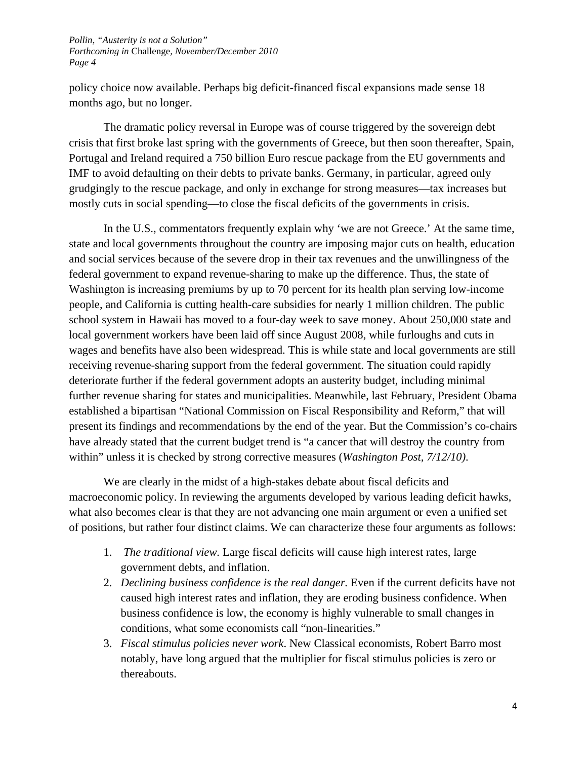policy choice now available. Perhaps big deficit-financed fiscal expansions made sense 18 months ago, but no longer.

The dramatic policy reversal in Europe was of course triggered by the sovereign debt crisis that first broke last spring with the governments of Greece, but then soon thereafter, Spain, Portugal and Ireland required a 750 billion Euro rescue package from the EU governments and IMF to avoid defaulting on their debts to private banks. Germany, in particular, agreed only grudgingly to the rescue package, and only in exchange for strong measures—tax increases but mostly cuts in social spending—to close the fiscal deficits of the governments in crisis.

In the U.S., commentators frequently explain why 'we are not Greece.' At the same time, state and local governments throughout the country are imposing major cuts on health, education and social services because of the severe drop in their tax revenues and the unwillingness of the federal government to expand revenue-sharing to make up the difference. Thus, the state of Washington is increasing premiums by up to 70 percent for its health plan serving low-income people, and California is cutting health-care subsidies for nearly 1 million children. The public school system in Hawaii has moved to a four-day week to save money. About 250,000 state and local government workers have been laid off since August 2008, while furloughs and cuts in wages and benefits have also been widespread. This is while state and local governments are still receiving revenue-sharing support from the federal government. The situation could rapidly deteriorate further if the federal government adopts an austerity budget, including minimal further revenue sharing for states and municipalities. Meanwhile, last February, President Obama established a bipartisan "National Commission on Fiscal Responsibility and Reform," that will present its findings and recommendations by the end of the year. But the Commission's co-chairs have already stated that the current budget trend is "a cancer that will destroy the country from within" unless it is checked by strong corrective measures (*Washington Post, 7/12/10)*.

We are clearly in the midst of a high-stakes debate about fiscal deficits and macroeconomic policy. In reviewing the arguments developed by various leading deficit hawks, what also becomes clear is that they are not advancing one main argument or even a unified set of positions, but rather four distinct claims. We can characterize these four arguments as follows:

1. *The traditional view*. Large fiscal deficits will cause high interest rates, large government debts, and inflation.
2. *Declining business confidence is the real danger.* Even if the current deficits have not caused high interest rates and inflation, they are eroding business confidence. When business confidence is low, the economy is highly vulnerable to small changes in conditions, what some economists call "non-linearities."
3. *Fiscal stimulus policies never work*. New Classical economists, Robert Barro most notably, have long argued that the multiplier for fiscal stimulus policies is zero or thereabouts.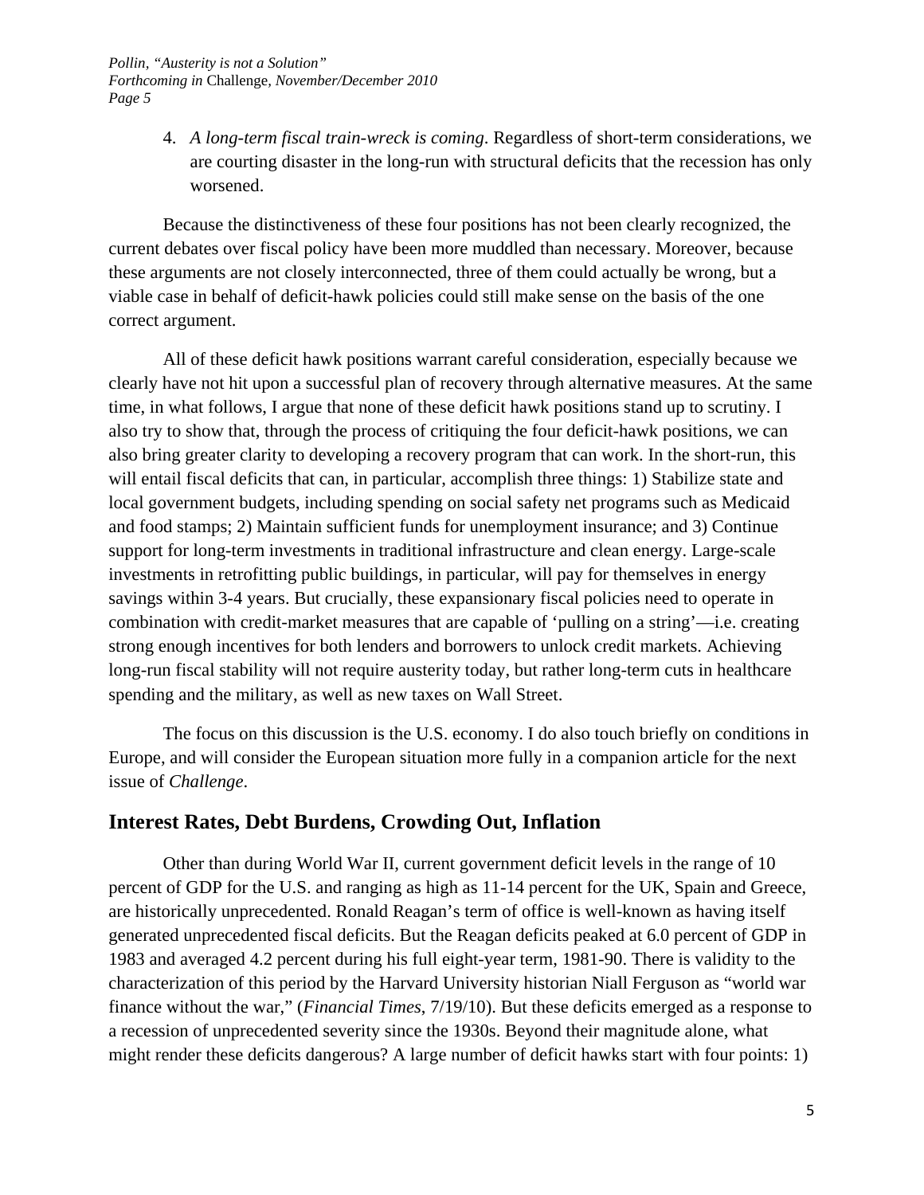4. *A long-term fiscal train-wreck is coming*. Regardless of short-term considerations, we are courting disaster in the long-run with structural deficits that the recession has only worsened.

Because the distinctiveness of these four positions has not been clearly recognized, the current debates over fiscal policy have been more muddled than necessary. Moreover, because these arguments are not closely interconnected, three of them could actually be wrong, but a viable case in behalf of deficit-hawk policies could still make sense on the basis of the one correct argument.

All of these deficit hawk positions warrant careful consideration, especially because we clearly have not hit upon a successful plan of recovery through alternative measures. At the same time, in what follows, I argue that none of these deficit hawk positions stand up to scrutiny. I also try to show that, through the process of critiquing the four deficit-hawk positions, we can also bring greater clarity to developing a recovery program that can work. In the short-run, this will entail fiscal deficits that can, in particular, accomplish three things: 1) Stabilize state and local government budgets, including spending on social safety net programs such as Medicaid and food stamps; 2) Maintain sufficient funds for unemployment insurance; and 3) Continue support for long-term investments in traditional infrastructure and clean energy. Large-scale investments in retrofitting public buildings, in particular, will pay for themselves in energy savings within 3-4 years. But crucially, these expansionary fiscal policies need to operate in combination with credit-market measures that are capable of 'pulling on a string'—i.e. creating strong enough incentives for both lenders and borrowers to unlock credit markets. Achieving long-run fiscal stability will not require austerity today, but rather long-term cuts in healthcare spending and the military, as well as new taxes on Wall Street.

The focus on this discussion is the U.S. economy. I do also touch briefly on conditions in Europe, and will consider the European situation more fully in a companion article for the next issue of *Challenge*.

## Interest Rates, Debt Burdens, Crowding Out, Inflation

Other than during World War II, current government deficit levels in the range of 10 percent of GDP for the U.S. and ranging as high as 11-14 percent for the UK, Spain and Greece, are historically unprecedented. Ronald Reagan's term of office is well-known as having itself generated unprecedented fiscal deficits. But the Reagan deficits peaked at 6.0 percent of GDP in 1983 and averaged 4.2 percent during his full eight-year term, 1981-90. There is validity to the characterization of this period by the Harvard University historian Niall Ferguson as "world war finance without the war," (*Financial Times*, 7/19/10). But these deficits emerged as a response to a recession of unprecedented severity since the 1930s. Beyond their magnitude alone, what might render these deficits dangerous? A large number of deficit hawks start with four points: 1)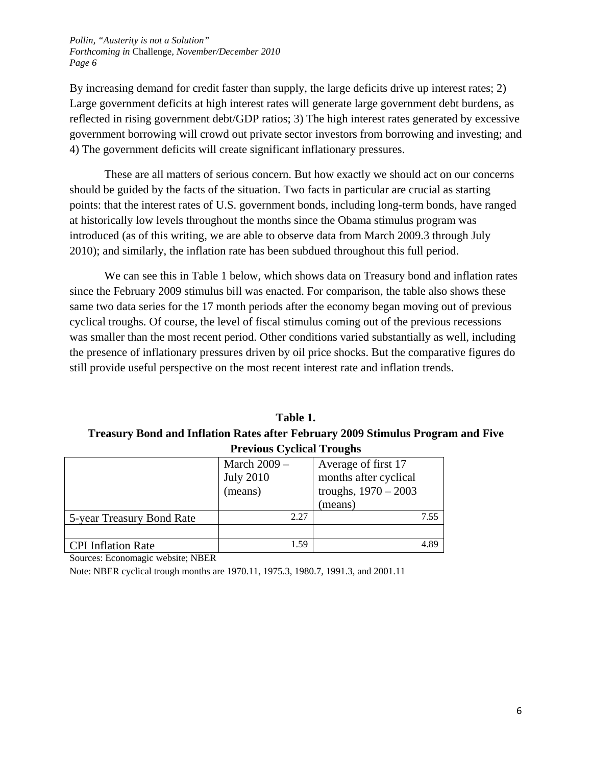By increasing demand for credit faster than supply, the large deficits drive up interest rates; 2) Large government deficits at high interest rates will generate large government debt burdens, as reflected in rising government debt/GDP ratios; 3) The high interest rates generated by excessive government borrowing will crowd out private sector investors from borrowing and investing; and 4) The government deficits will create significant inflationary pressures.

These are all matters of serious concern. But how exactly we should act on our concerns should be guided by the facts of the situation. Two facts in particular are crucial as starting points: that the interest rates of U.S. government bonds, including long-term bonds, have ranged at historically low levels throughout the months since the Obama stimulus program was introduced (as of this writing, we are able to observe data from March 2009.3 through July 2010); and similarly, the inflation rate has been subdued throughout this full period.

We can see this in Table 1 below, which shows data on Treasury bond and inflation rates since the February 2009 stimulus bill was enacted. For comparison, the table also shows these same two data series for the 17 month periods after the economy began moving out of previous cyclical troughs. Of course, the level of fiscal stimulus coming out of the previous recessions was smaller than the most recent period. Other conditions varied substantially as well, including the presence of inflationary pressures driven by oil price shocks. But the comparative figures do still provide useful perspective on the most recent interest rate and inflation trends.

**Table 1.**
**Treasury Bond and Inflation Rates after February 2009 Stimulus Program and Five Previous Cyclical Troughs**

| | March 2009 – July 2010 (means) | Average of first 17 months after cyclical troughs, 1970 – 2003 (means) |
|---|---|---|
| 5-year Treasury Bond Rate | 2.27 | 7.55 |
| | | |
| CPI Inflation Rate | 1.59 | 4.89 |

Sources: Economagic website; NBER

Note: NBER cyclical trough months are 1970.11, 1975.3, 1980.7, 1991.3, and 2001.11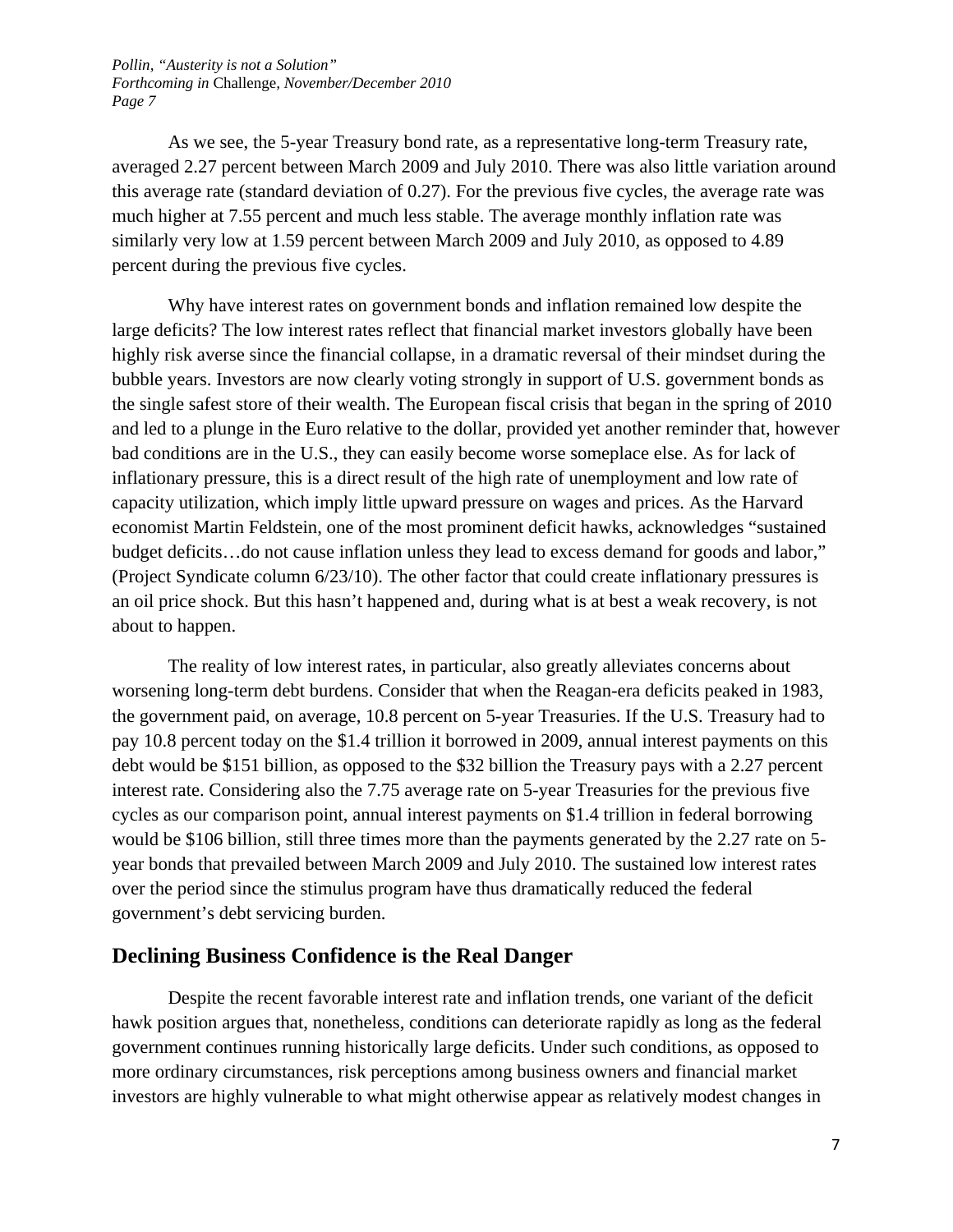As we see, the 5-year Treasury bond rate, as a representative long-term Treasury rate, averaged 2.27 percent between March 2009 and July 2010. There was also little variation around this average rate (standard deviation of 0.27). For the previous five cycles, the average rate was much higher at 7.55 percent and much less stable. The average monthly inflation rate was similarly very low at 1.59 percent between March 2009 and July 2010, as opposed to 4.89 percent during the previous five cycles.

Why have interest rates on government bonds and inflation remained low despite the large deficits? The low interest rates reflect that financial market investors globally have been highly risk averse since the financial collapse, in a dramatic reversal of their mindset during the bubble years. Investors are now clearly voting strongly in support of U.S. government bonds as the single safest store of their wealth. The European fiscal crisis that began in the spring of 2010 and led to a plunge in the Euro relative to the dollar, provided yet another reminder that, however bad conditions are in the U.S., they can easily become worse someplace else. As for lack of inflationary pressure, this is a direct result of the high rate of unemployment and low rate of capacity utilization, which imply little upward pressure on wages and prices. As the Harvard economist Martin Feldstein, one of the most prominent deficit hawks, acknowledges "sustained budget deficits…do not cause inflation unless they lead to excess demand for goods and labor," (Project Syndicate column 6/23/10). The other factor that could create inflationary pressures is an oil price shock. But this hasn't happened and, during what is at best a weak recovery, is not about to happen.

The reality of low interest rates, in particular, also greatly alleviates concerns about worsening long-term debt burdens. Consider that when the Reagan-era deficits peaked in 1983, the government paid, on average, 10.8 percent on 5-year Treasuries. If the U.S. Treasury had to pay 10.8 percent today on the $1.4 trillion it borrowed in 2009, annual interest payments on this debt would be $151 billion, as opposed to the $32 billion the Treasury pays with a 2.27 percent interest rate. Considering also the 7.75 average rate on 5-year Treasuries for the previous five cycles as our comparison point, annual interest payments on $1.4 trillion in federal borrowing would be $106 billion, still three times more than the payments generated by the 2.27 rate on 5-year bonds that prevailed between March 2009 and July 2010. The sustained low interest rates over the period since the stimulus program have thus dramatically reduced the federal government's debt servicing burden.

## Declining Business Confidence is the Real Danger

Despite the recent favorable interest rate and inflation trends, one variant of the deficit hawk position argues that, nonetheless, conditions can deteriorate rapidly as long as the federal government continues running historically large deficits. Under such conditions, as opposed to more ordinary circumstances, risk perceptions among business owners and financial market investors are highly vulnerable to what might otherwise appear as relatively modest changes in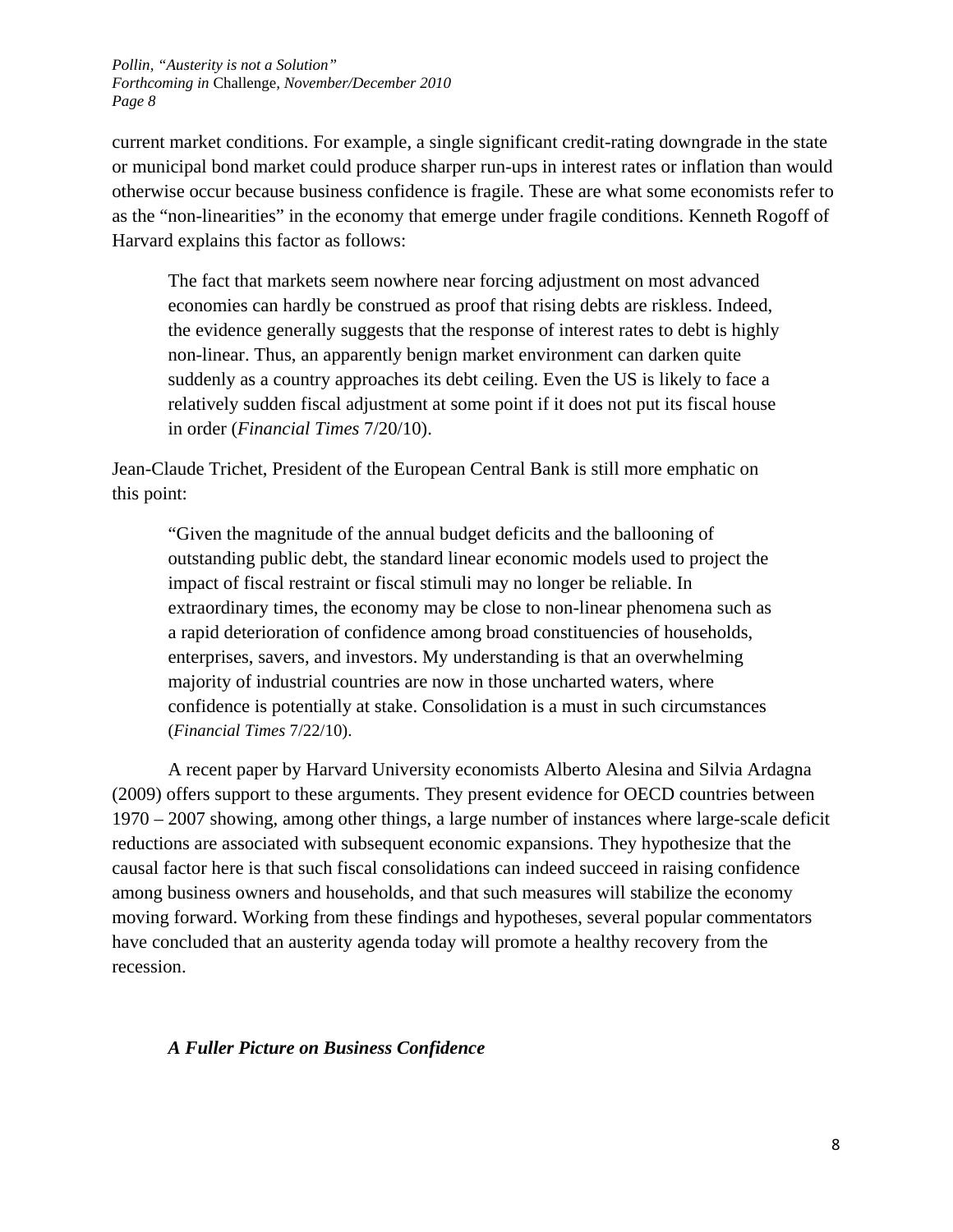current market conditions. For example, a single significant credit-rating downgrade in the state or municipal bond market could produce sharper run-ups in interest rates or inflation than would otherwise occur because business confidence is fragile. These are what some economists refer to as the "non-linearities" in the economy that emerge under fragile conditions. Kenneth Rogoff of Harvard explains this factor as follows:

> The fact that markets seem nowhere near forcing adjustment on most advanced economies can hardly be construed as proof that rising debts are riskless. Indeed, the evidence generally suggests that the response of interest rates to debt is highly non-linear. Thus, an apparently benign market environment can darken quite suddenly as a country approaches its debt ceiling. Even the US is likely to face a relatively sudden fiscal adjustment at some point if it does not put its fiscal house in order (*Financial Times* 7/20/10).

Jean-Claude Trichet, President of the European Central Bank is still more emphatic on this point:

> "Given the magnitude of the annual budget deficits and the ballooning of outstanding public debt, the standard linear economic models used to project the impact of fiscal restraint or fiscal stimuli may no longer be reliable. In extraordinary times, the economy may be close to non-linear phenomena such as a rapid deterioration of confidence among broad constituencies of households, enterprises, savers, and investors. My understanding is that an overwhelming majority of industrial countries are now in those uncharted waters, where confidence is potentially at stake. Consolidation is a must in such circumstances (*Financial Times* 7/22/10).

A recent paper by Harvard University economists Alberto Alesina and Silvia Ardagna (2009) offers support to these arguments. They present evidence for OECD countries between 1970 – 2007 showing, among other things, a large number of instances where large-scale deficit reductions are associated with subsequent economic expansions. They hypothesize that the causal factor here is that such fiscal consolidations can indeed succeed in raising confidence among business owners and households, and that such measures will stabilize the economy moving forward. Working from these findings and hypotheses, several popular commentators have concluded that an austerity agenda today will promote a healthy recovery from the recession.

### *A Fuller Picture on Business Confidence*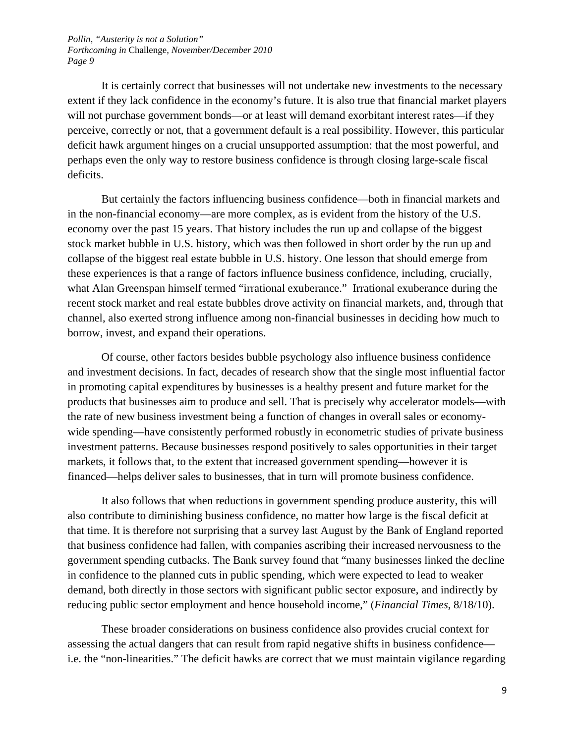It is certainly correct that businesses will not undertake new investments to the necessary extent if they lack confidence in the economy's future. It is also true that financial market players will not purchase government bonds—or at least will demand exorbitant interest rates—if they perceive, correctly or not, that a government default is a real possibility. However, this particular deficit hawk argument hinges on a crucial unsupported assumption: that the most powerful, and perhaps even the only way to restore business confidence is through closing large-scale fiscal deficits.

But certainly the factors influencing business confidence—both in financial markets and in the non-financial economy—are more complex, as is evident from the history of the U.S. economy over the past 15 years. That history includes the run up and collapse of the biggest stock market bubble in U.S. history, which was then followed in short order by the run up and collapse of the biggest real estate bubble in U.S. history. One lesson that should emerge from these experiences is that a range of factors influence business confidence, including, crucially, what Alan Greenspan himself termed "irrational exuberance." Irrational exuberance during the recent stock market and real estate bubbles drove activity on financial markets, and, through that channel, also exerted strong influence among non-financial businesses in deciding how much to borrow, invest, and expand their operations.

Of course, other factors besides bubble psychology also influence business confidence and investment decisions. In fact, decades of research show that the single most influential factor in promoting capital expenditures by businesses is a healthy present and future market for the products that businesses aim to produce and sell. That is precisely why accelerator models—with the rate of new business investment being a function of changes in overall sales or economy-wide spending—have consistently performed robustly in econometric studies of private business investment patterns. Because businesses respond positively to sales opportunities in their target markets, it follows that, to the extent that increased government spending—however it is financed—helps deliver sales to businesses, that in turn will promote business confidence.

It also follows that when reductions in government spending produce austerity, this will also contribute to diminishing business confidence, no matter how large is the fiscal deficit at that time. It is therefore not surprising that a survey last August by the Bank of England reported that business confidence had fallen, with companies ascribing their increased nervousness to the government spending cutbacks. The Bank survey found that "many businesses linked the decline in confidence to the planned cuts in public spending, which were expected to lead to weaker demand, both directly in those sectors with significant public sector exposure, and indirectly by reducing public sector employment and hence household income," (*Financial Times*, 8/18/10).

These broader considerations on business confidence also provides crucial context for assessing the actual dangers that can result from rapid negative shifts in business confidence—i.e. the "non-linearities." The deficit hawks are correct that we must maintain vigilance regarding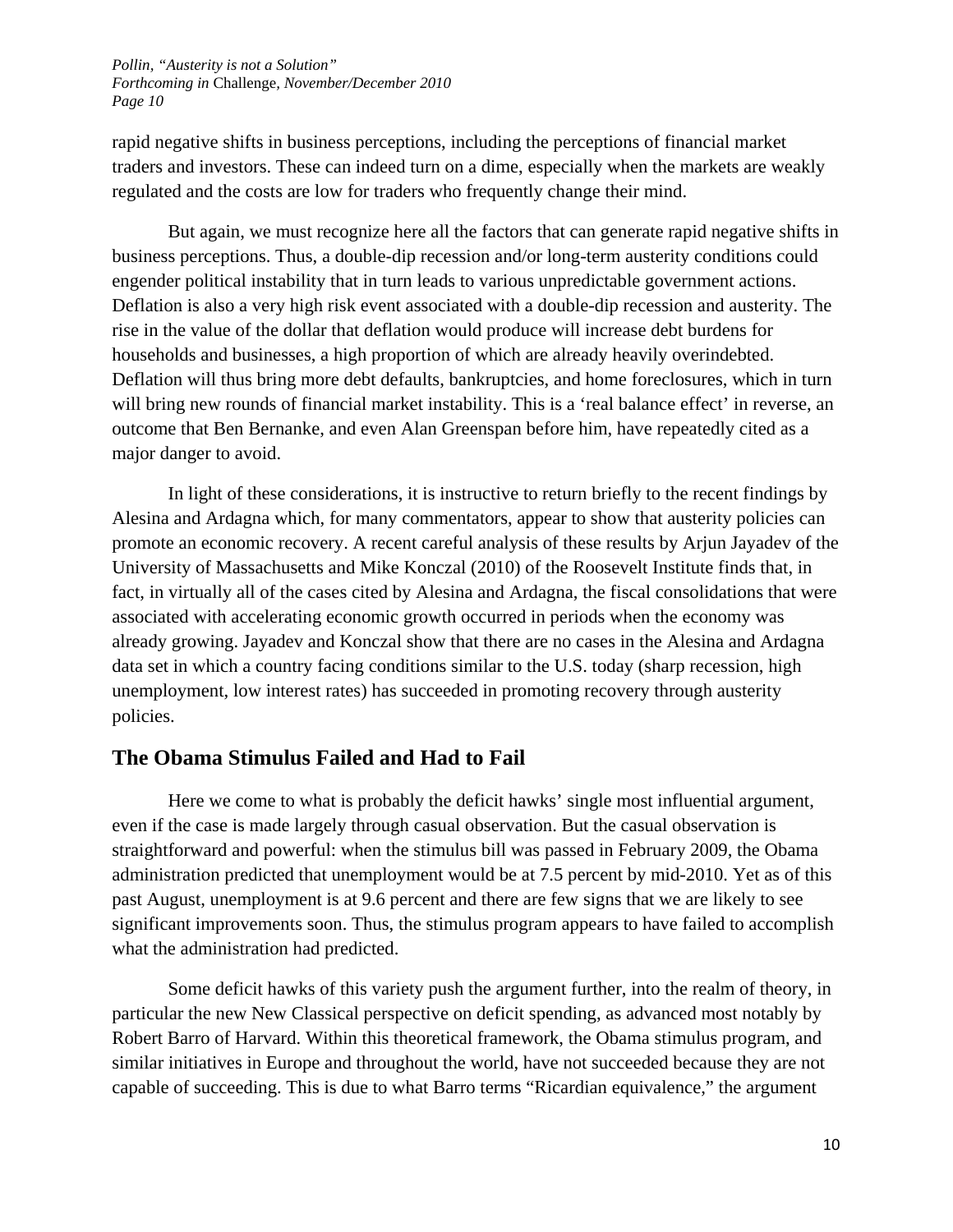rapid negative shifts in business perceptions, including the perceptions of financial market traders and investors. These can indeed turn on a dime, especially when the markets are weakly regulated and the costs are low for traders who frequently change their mind.

But again, we must recognize here all the factors that can generate rapid negative shifts in business perceptions. Thus, a double-dip recession and/or long-term austerity conditions could engender political instability that in turn leads to various unpredictable government actions. Deflation is also a very high risk event associated with a double-dip recession and austerity. The rise in the value of the dollar that deflation would produce will increase debt burdens for households and businesses, a high proportion of which are already heavily overindebted. Deflation will thus bring more debt defaults, bankruptcies, and home foreclosures, which in turn will bring new rounds of financial market instability. This is a 'real balance effect' in reverse, an outcome that Ben Bernanke, and even Alan Greenspan before him, have repeatedly cited as a major danger to avoid.

In light of these considerations, it is instructive to return briefly to the recent findings by Alesina and Ardagna which, for many commentators, appear to show that austerity policies can promote an economic recovery. A recent careful analysis of these results by Arjun Jayadev of the University of Massachusetts and Mike Konczal (2010) of the Roosevelt Institute finds that, in fact, in virtually all of the cases cited by Alesina and Ardagna, the fiscal consolidations that were associated with accelerating economic growth occurred in periods when the economy was already growing. Jayadev and Konczal show that there are no cases in the Alesina and Ardagna data set in which a country facing conditions similar to the U.S. today (sharp recession, high unemployment, low interest rates) has succeeded in promoting recovery through austerity policies.

## The Obama Stimulus Failed and Had to Fail

Here we come to what is probably the deficit hawks' single most influential argument, even if the case is made largely through casual observation. But the casual observation is straightforward and powerful: when the stimulus bill was passed in February 2009, the Obama administration predicted that unemployment would be at 7.5 percent by mid-2010. Yet as of this past August, unemployment is at 9.6 percent and there are few signs that we are likely to see significant improvements soon. Thus, the stimulus program appears to have failed to accomplish what the administration had predicted.

Some deficit hawks of this variety push the argument further, into the realm of theory, in particular the new New Classical perspective on deficit spending, as advanced most notably by Robert Barro of Harvard. Within this theoretical framework, the Obama stimulus program, and similar initiatives in Europe and throughout the world, have not succeeded because they are not capable of succeeding. This is due to what Barro terms "Ricardian equivalence," the argument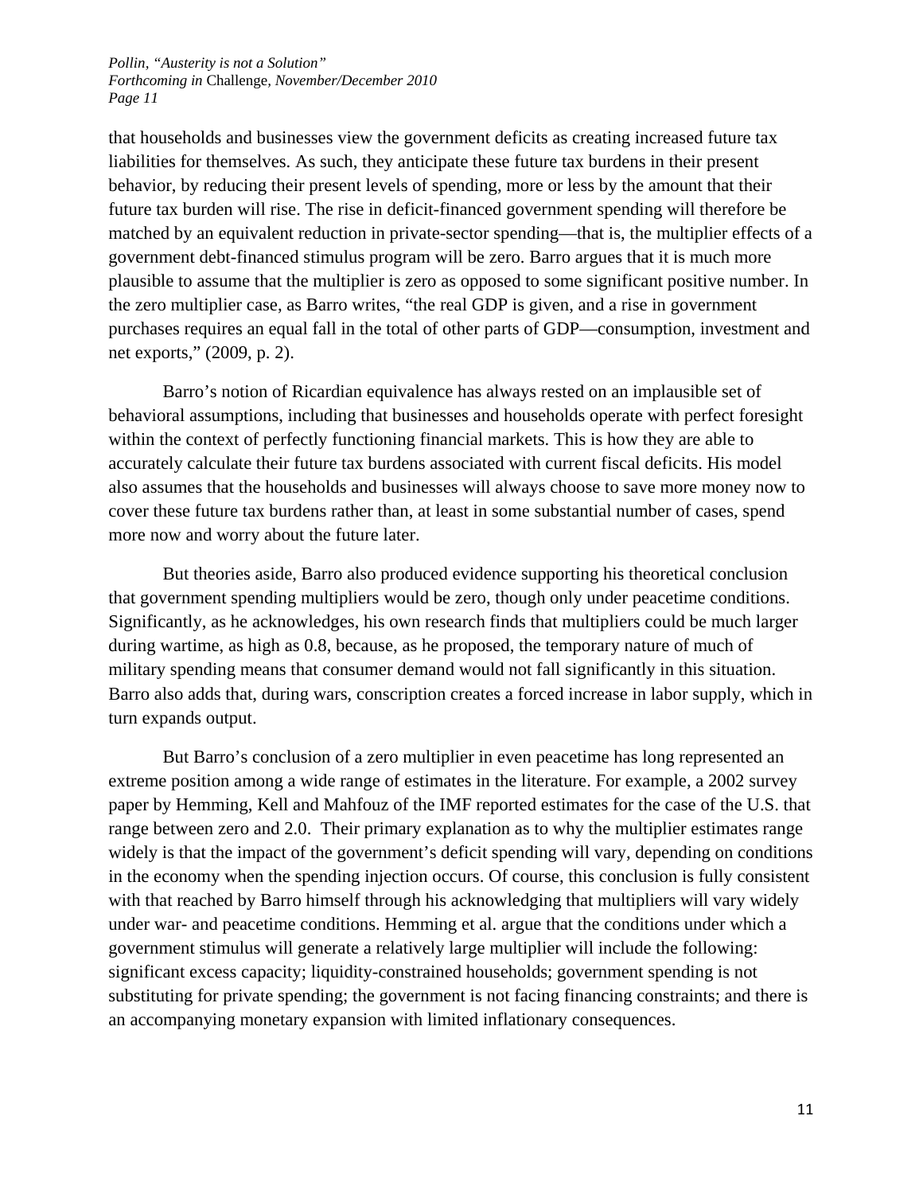that households and businesses view the government deficits as creating increased future tax liabilities for themselves. As such, they anticipate these future tax burdens in their present behavior, by reducing their present levels of spending, more or less by the amount that their future tax burden will rise. The rise in deficit-financed government spending will therefore be matched by an equivalent reduction in private-sector spending—that is, the multiplier effects of a government debt-financed stimulus program will be zero. Barro argues that it is much more plausible to assume that the multiplier is zero as opposed to some significant positive number. In the zero multiplier case, as Barro writes, "the real GDP is given, and a rise in government purchases requires an equal fall in the total of other parts of GDP—consumption, investment and net exports," (2009, p. 2).

Barro's notion of Ricardian equivalence has always rested on an implausible set of behavioral assumptions, including that businesses and households operate with perfect foresight within the context of perfectly functioning financial markets. This is how they are able to accurately calculate their future tax burdens associated with current fiscal deficits. His model also assumes that the households and businesses will always choose to save more money now to cover these future tax burdens rather than, at least in some substantial number of cases, spend more now and worry about the future later.

But theories aside, Barro also produced evidence supporting his theoretical conclusion that government spending multipliers would be zero, though only under peacetime conditions. Significantly, as he acknowledges, his own research finds that multipliers could be much larger during wartime, as high as 0.8, because, as he proposed, the temporary nature of much of military spending means that consumer demand would not fall significantly in this situation. Barro also adds that, during wars, conscription creates a forced increase in labor supply, which in turn expands output.

But Barro's conclusion of a zero multiplier in even peacetime has long represented an extreme position among a wide range of estimates in the literature. For example, a 2002 survey paper by Hemming, Kell and Mahfouz of the IMF reported estimates for the case of the U.S. that range between zero and 2.0. Their primary explanation as to why the multiplier estimates range widely is that the impact of the government's deficit spending will vary, depending on conditions in the economy when the spending injection occurs. Of course, this conclusion is fully consistent with that reached by Barro himself through his acknowledging that multipliers will vary widely under war- and peacetime conditions. Hemming et al. argue that the conditions under which a government stimulus will generate a relatively large multiplier will include the following: significant excess capacity; liquidity-constrained households; government spending is not substituting for private spending; the government is not facing financing constraints; and there is an accompanying monetary expansion with limited inflationary consequences.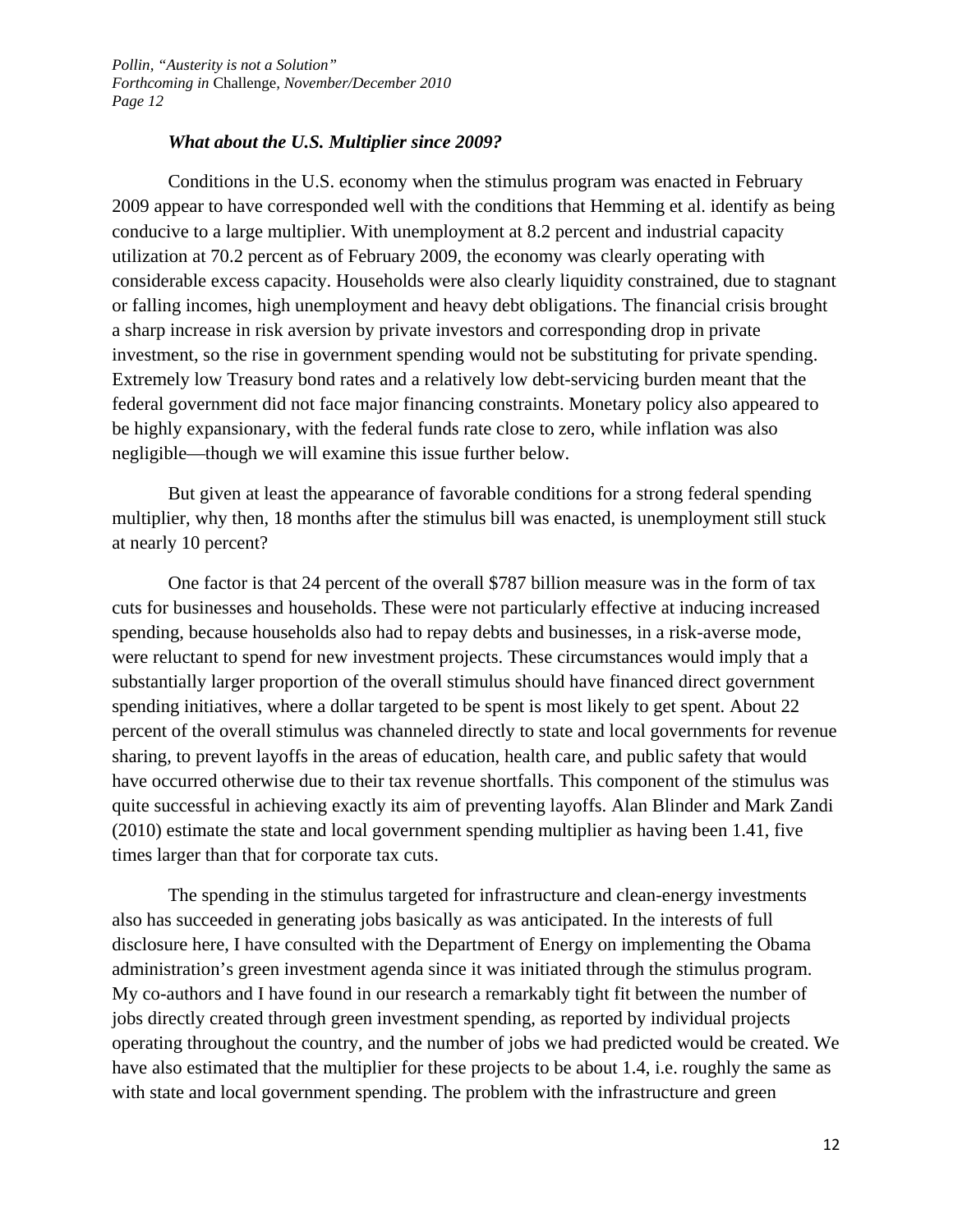### *What about the U.S. Multiplier since 2009?*

Conditions in the U.S. economy when the stimulus program was enacted in February 2009 appear to have corresponded well with the conditions that Hemming et al. identify as being conducive to a large multiplier. With unemployment at 8.2 percent and industrial capacity utilization at 70.2 percent as of February 2009, the economy was clearly operating with considerable excess capacity. Households were also clearly liquidity constrained, due to stagnant or falling incomes, high unemployment and heavy debt obligations. The financial crisis brought a sharp increase in risk aversion by private investors and corresponding drop in private investment, so the rise in government spending would not be substituting for private spending. Extremely low Treasury bond rates and a relatively low debt-servicing burden meant that the federal government did not face major financing constraints. Monetary policy also appeared to be highly expansionary, with the federal funds rate close to zero, while inflation was also negligible—though we will examine this issue further below.

But given at least the appearance of favorable conditions for a strong federal spending multiplier, why then, 18 months after the stimulus bill was enacted, is unemployment still stuck at nearly 10 percent?

One factor is that 24 percent of the overall $787 billion measure was in the form of tax cuts for businesses and households. These were not particularly effective at inducing increased spending, because households also had to repay debts and businesses, in a risk-averse mode, were reluctant to spend for new investment projects. These circumstances would imply that a substantially larger proportion of the overall stimulus should have financed direct government spending initiatives, where a dollar targeted to be spent is most likely to get spent. About 22 percent of the overall stimulus was channeled directly to state and local governments for revenue sharing, to prevent layoffs in the areas of education, health care, and public safety that would have occurred otherwise due to their tax revenue shortfalls. This component of the stimulus was quite successful in achieving exactly its aim of preventing layoffs. Alan Blinder and Mark Zandi (2010) estimate the state and local government spending multiplier as having been 1.41, five times larger than that for corporate tax cuts.

The spending in the stimulus targeted for infrastructure and clean-energy investments also has succeeded in generating jobs basically as was anticipated. In the interests of full disclosure here, I have consulted with the Department of Energy on implementing the Obama administration's green investment agenda since it was initiated through the stimulus program. My co-authors and I have found in our research a remarkably tight fit between the number of jobs directly created through green investment spending, as reported by individual projects operating throughout the country, and the number of jobs we had predicted would be created. We have also estimated that the multiplier for these projects to be about 1.4, i.e. roughly the same as with state and local government spending. The problem with the infrastructure and green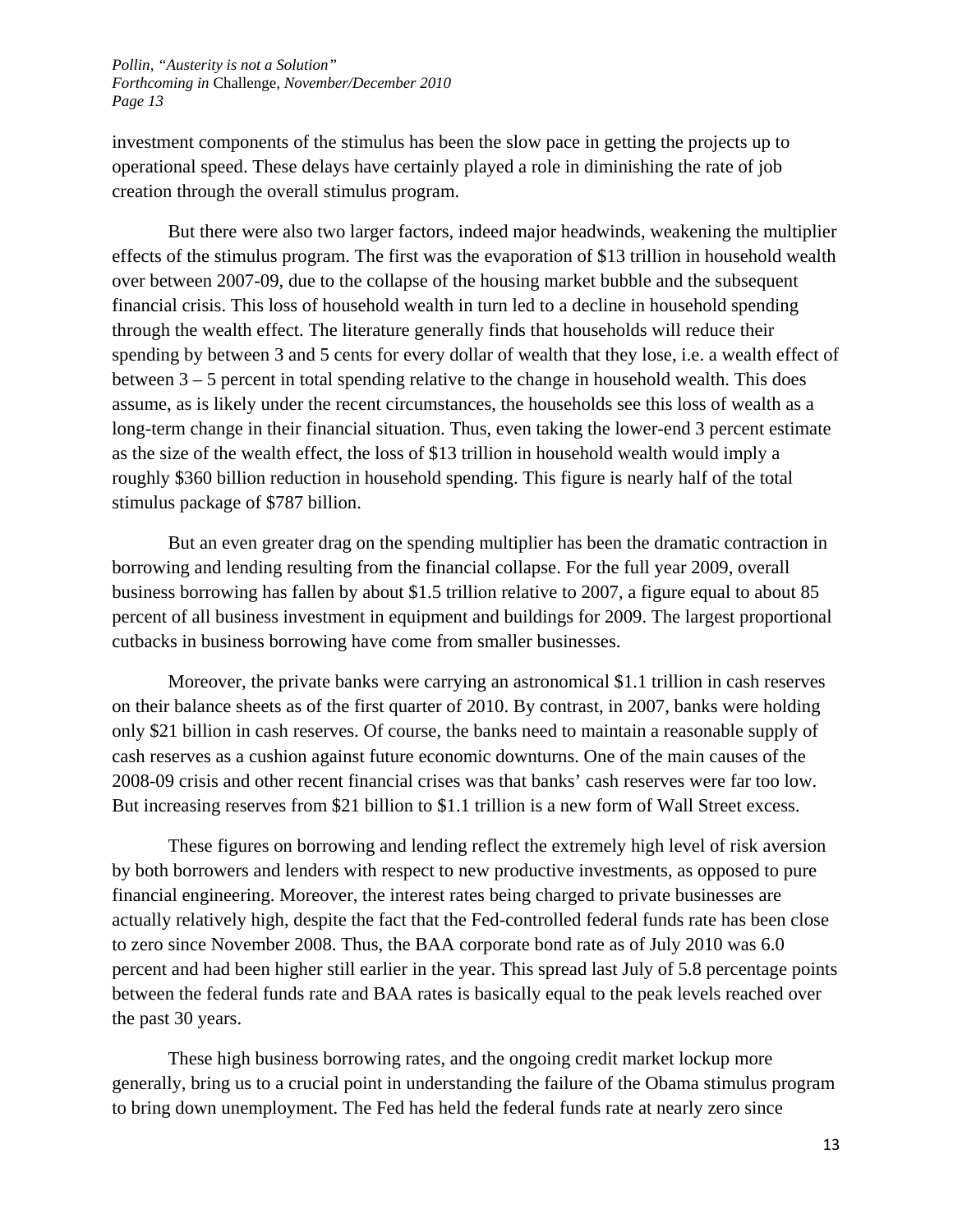investment components of the stimulus has been the slow pace in getting the projects up to operational speed. These delays have certainly played a role in diminishing the rate of job creation through the overall stimulus program.

But there were also two larger factors, indeed major headwinds, weakening the multiplier effects of the stimulus program. The first was the evaporation of $13 trillion in household wealth over between 2007-09, due to the collapse of the housing market bubble and the subsequent financial crisis. This loss of household wealth in turn led to a decline in household spending through the wealth effect. The literature generally finds that households will reduce their spending by between 3 and 5 cents for every dollar of wealth that they lose, i.e. a wealth effect of between 3 – 5 percent in total spending relative to the change in household wealth. This does assume, as is likely under the recent circumstances, the households see this loss of wealth as a long-term change in their financial situation. Thus, even taking the lower-end 3 percent estimate as the size of the wealth effect, the loss of $13 trillion in household wealth would imply a roughly $360 billion reduction in household spending. This figure is nearly half of the total stimulus package of $787 billion.

But an even greater drag on the spending multiplier has been the dramatic contraction in borrowing and lending resulting from the financial collapse. For the full year 2009, overall business borrowing has fallen by about $1.5 trillion relative to 2007, a figure equal to about 85 percent of all business investment in equipment and buildings for 2009. The largest proportional cutbacks in business borrowing have come from smaller businesses.

Moreover, the private banks were carrying an astronomical $1.1 trillion in cash reserves on their balance sheets as of the first quarter of 2010. By contrast, in 2007, banks were holding only $21 billion in cash reserves. Of course, the banks need to maintain a reasonable supply of cash reserves as a cushion against future economic downturns. One of the main causes of the 2008-09 crisis and other recent financial crises was that banks' cash reserves were far too low. But increasing reserves from $21 billion to $1.1 trillion is a new form of Wall Street excess.

These figures on borrowing and lending reflect the extremely high level of risk aversion by both borrowers and lenders with respect to new productive investments, as opposed to pure financial engineering. Moreover, the interest rates being charged to private businesses are actually relatively high, despite the fact that the Fed-controlled federal funds rate has been close to zero since November 2008. Thus, the BAA corporate bond rate as of July 2010 was 6.0 percent and had been higher still earlier in the year. This spread last July of 5.8 percentage points between the federal funds rate and BAA rates is basically equal to the peak levels reached over the past 30 years.

These high business borrowing rates, and the ongoing credit market lockup more generally, bring us to a crucial point in understanding the failure of the Obama stimulus program to bring down unemployment. The Fed has held the federal funds rate at nearly zero since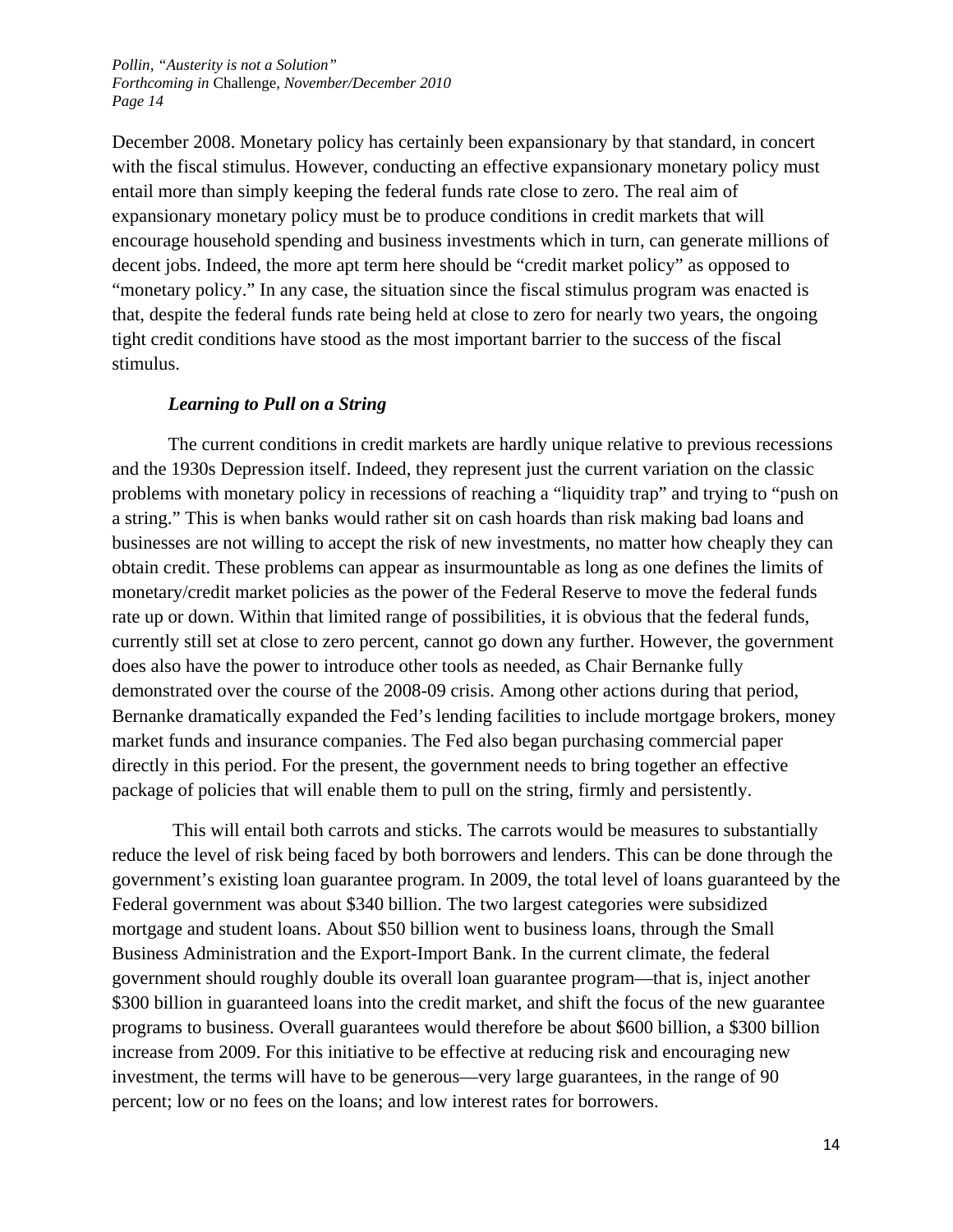December 2008. Monetary policy has certainly been expansionary by that standard, in concert with the fiscal stimulus. However, conducting an effective expansionary monetary policy must entail more than simply keeping the federal funds rate close to zero. The real aim of expansionary monetary policy must be to produce conditions in credit markets that will encourage household spending and business investments which in turn, can generate millions of decent jobs. Indeed, the more apt term here should be "credit market policy" as opposed to "monetary policy." In any case, the situation since the fiscal stimulus program was enacted is that, despite the federal funds rate being held at close to zero for nearly two years, the ongoing tight credit conditions have stood as the most important barrier to the success of the fiscal stimulus.

### *Learning to Pull on a String*

The current conditions in credit markets are hardly unique relative to previous recessions and the 1930s Depression itself. Indeed, they represent just the current variation on the classic problems with monetary policy in recessions of reaching a "liquidity trap" and trying to "push on a string." This is when banks would rather sit on cash hoards than risk making bad loans and businesses are not willing to accept the risk of new investments, no matter how cheaply they can obtain credit. These problems can appear as insurmountable as long as one defines the limits of monetary/credit market policies as the power of the Federal Reserve to move the federal funds rate up or down. Within that limited range of possibilities, it is obvious that the federal funds, currently still set at close to zero percent, cannot go down any further. However, the government does also have the power to introduce other tools as needed, as Chair Bernanke fully demonstrated over the course of the 2008-09 crisis. Among other actions during that period, Bernanke dramatically expanded the Fed's lending facilities to include mortgage brokers, money market funds and insurance companies. The Fed also began purchasing commercial paper directly in this period. For the present, the government needs to bring together an effective package of policies that will enable them to pull on the string, firmly and persistently.

This will entail both carrots and sticks. The carrots would be measures to substantially reduce the level of risk being faced by both borrowers and lenders. This can be done through the government's existing loan guarantee program. In 2009, the total level of loans guaranteed by the Federal government was about $340 billion. The two largest categories were subsidized mortgage and student loans. About $50 billion went to business loans, through the Small Business Administration and the Export-Import Bank. In the current climate, the federal government should roughly double its overall loan guarantee program—that is, inject another $300 billion in guaranteed loans into the credit market, and shift the focus of the new guarantee programs to business. Overall guarantees would therefore be about $600 billion, a $300 billion increase from 2009. For this initiative to be effective at reducing risk and encouraging new investment, the terms will have to be generous—very large guarantees, in the range of 90 percent; low or no fees on the loans; and low interest rates for borrowers.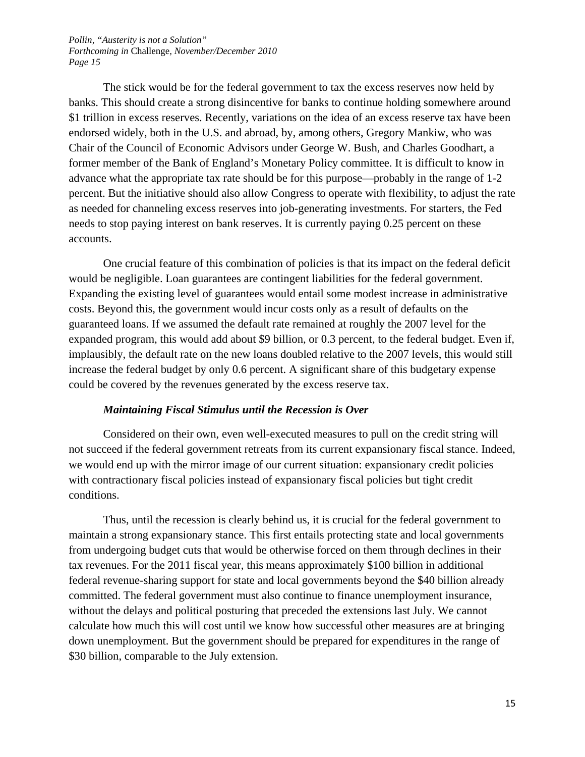The stick would be for the federal government to tax the excess reserves now held by banks. This should create a strong disincentive for banks to continue holding somewhere around \$1 trillion in excess reserves. Recently, variations on the idea of an excess reserve tax have been endorsed widely, both in the U.S. and abroad, by, among others, Gregory Mankiw, who was Chair of the Council of Economic Advisors under George W. Bush, and Charles Goodhart, a former member of the Bank of England's Monetary Policy committee. It is difficult to know in advance what the appropriate tax rate should be for this purpose—probably in the range of 1-2 percent. But the initiative should also allow Congress to operate with flexibility, to adjust the rate as needed for channeling excess reserves into job-generating investments. For starters, the Fed needs to stop paying interest on bank reserves. It is currently paying 0.25 percent on these accounts.

One crucial feature of this combination of policies is that its impact on the federal deficit would be negligible. Loan guarantees are contingent liabilities for the federal government. Expanding the existing level of guarantees would entail some modest increase in administrative costs. Beyond this, the government would incur costs only as a result of defaults on the guaranteed loans. If we assumed the default rate remained at roughly the 2007 level for the expanded program, this would add about \$9 billion, or 0.3 percent, to the federal budget. Even if, implausibly, the default rate on the new loans doubled relative to the 2007 levels, this would still increase the federal budget by only 0.6 percent. A significant share of this budgetary expense could be covered by the revenues generated by the excess reserve tax.

### *Maintaining Fiscal Stimulus until the Recession is Over*

Considered on their own, even well-executed measures to pull on the credit string will not succeed if the federal government retreats from its current expansionary fiscal stance. Indeed, we would end up with the mirror image of our current situation: expansionary credit policies with contractionary fiscal policies instead of expansionary fiscal policies but tight credit conditions.

Thus, until the recession is clearly behind us, it is crucial for the federal government to maintain a strong expansionary stance. This first entails protecting state and local governments from undergoing budget cuts that would be otherwise forced on them through declines in their tax revenues. For the 2011 fiscal year, this means approximately \$100 billion in additional federal revenue-sharing support for state and local governments beyond the \$40 billion already committed. The federal government must also continue to finance unemployment insurance, without the delays and political posturing that preceded the extensions last July. We cannot calculate how much this will cost until we know how successful other measures are at bringing down unemployment. But the government should be prepared for expenditures in the range of \$30 billion, comparable to the July extension.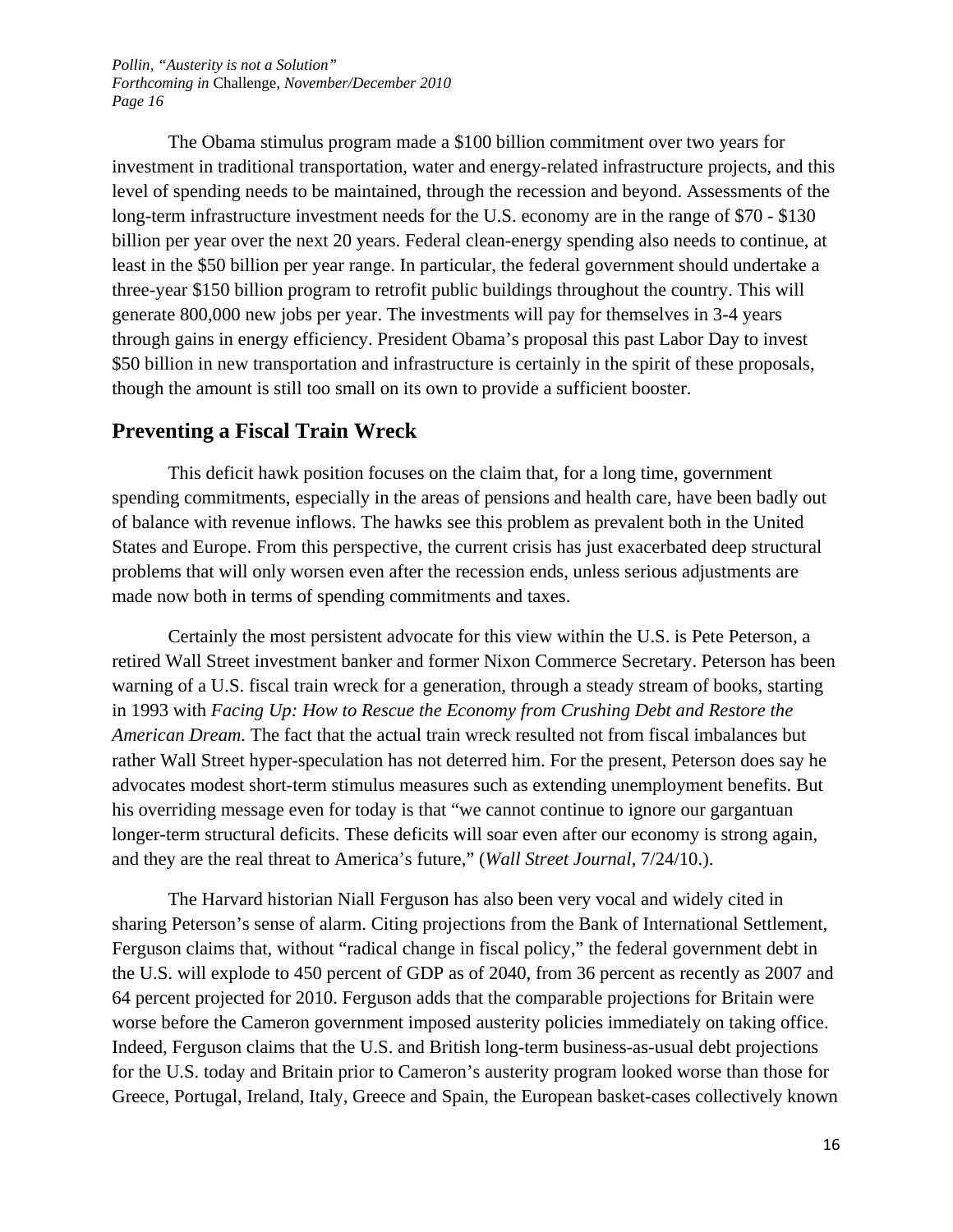The Obama stimulus program made a $100 billion commitment over two years for investment in traditional transportation, water and energy-related infrastructure projects, and this level of spending needs to be maintained, through the recession and beyond. Assessments of the long-term infrastructure investment needs for the U.S. economy are in the range of $70 - $130 billion per year over the next 20 years. Federal clean-energy spending also needs to continue, at least in the $50 billion per year range. In particular, the federal government should undertake a three-year $150 billion program to retrofit public buildings throughout the country. This will generate 800,000 new jobs per year. The investments will pay for themselves in 3-4 years through gains in energy efficiency. President Obama's proposal this past Labor Day to invest $50 billion in new transportation and infrastructure is certainly in the spirit of these proposals, though the amount is still too small on its own to provide a sufficient booster.

## Preventing a Fiscal Train Wreck

This deficit hawk position focuses on the claim that, for a long time, government spending commitments, especially in the areas of pensions and health care, have been badly out of balance with revenue inflows. The hawks see this problem as prevalent both in the United States and Europe. From this perspective, the current crisis has just exacerbated deep structural problems that will only worsen even after the recession ends, unless serious adjustments are made now both in terms of spending commitments and taxes.

Certainly the most persistent advocate for this view within the U.S. is Pete Peterson, a retired Wall Street investment banker and former Nixon Commerce Secretary. Peterson has been warning of a U.S. fiscal train wreck for a generation, through a steady stream of books, starting in 1993 with *Facing Up: How to Rescue the Economy from Crushing Debt and Restore the American Dream.* The fact that the actual train wreck resulted not from fiscal imbalances but rather Wall Street hyper-speculation has not deterred him. For the present, Peterson does say he advocates modest short-term stimulus measures such as extending unemployment benefits. But his overriding message even for today is that "we cannot continue to ignore our gargantuan longer-term structural deficits. These deficits will soar even after our economy is strong again, and they are the real threat to America's future," (*Wall Street Journal*, 7/24/10.).

The Harvard historian Niall Ferguson has also been very vocal and widely cited in sharing Peterson's sense of alarm. Citing projections from the Bank of International Settlement, Ferguson claims that, without "radical change in fiscal policy," the federal government debt in the U.S. will explode to 450 percent of GDP as of 2040, from 36 percent as recently as 2007 and 64 percent projected for 2010. Ferguson adds that the comparable projections for Britain were worse before the Cameron government imposed austerity policies immediately on taking office. Indeed, Ferguson claims that the U.S. and British long-term business-as-usual debt projections for the U.S. today and Britain prior to Cameron's austerity program looked worse than those for Greece, Portugal, Ireland, Italy, Greece and Spain, the European basket-cases collectively known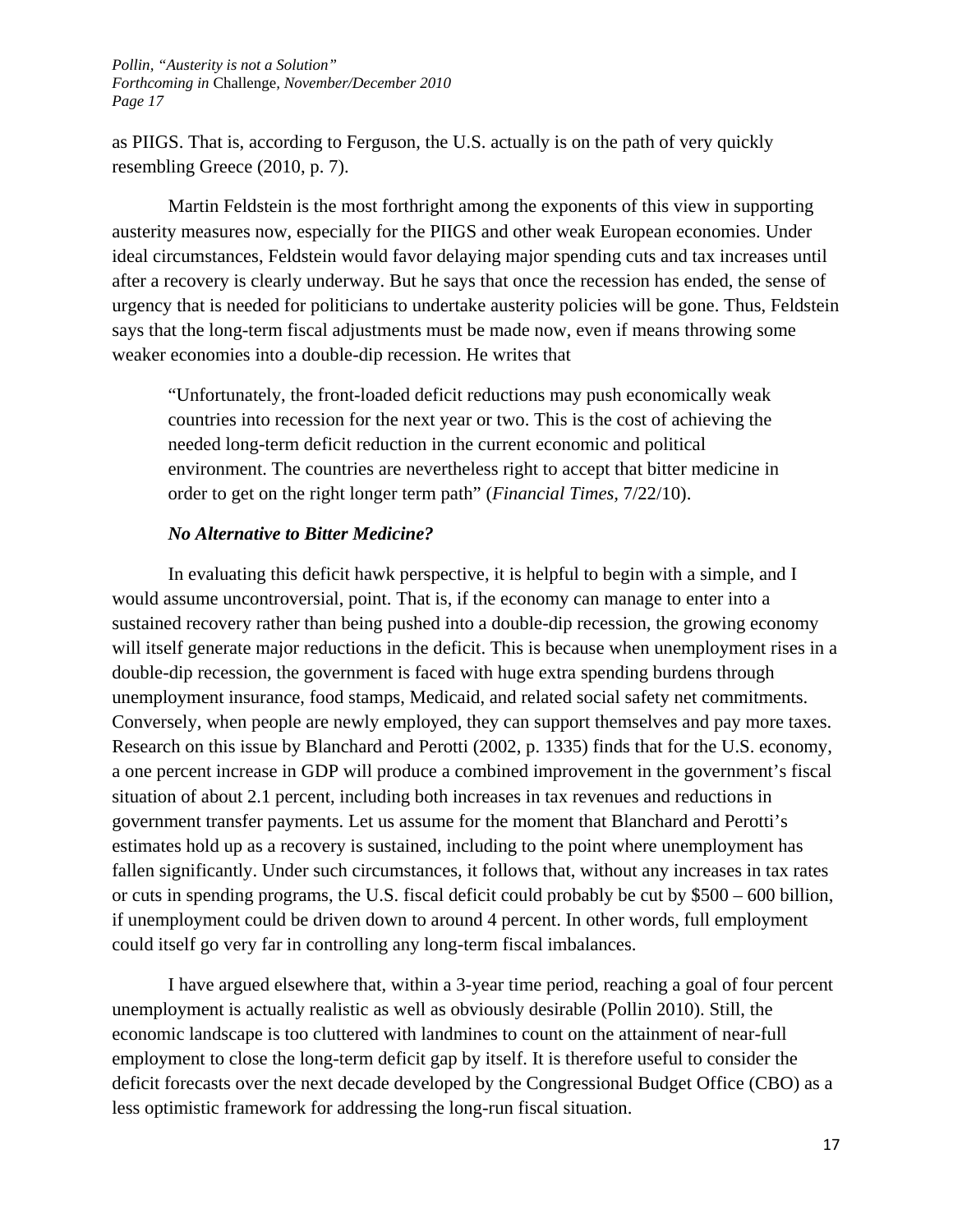as PIIGS. That is, according to Ferguson, the U.S. actually is on the path of very quickly resembling Greece (2010, p. 7).

Martin Feldstein is the most forthright among the exponents of this view in supporting austerity measures now, especially for the PIIGS and other weak European economies. Under ideal circumstances, Feldstein would favor delaying major spending cuts and tax increases until after a recovery is clearly underway. But he says that once the recession has ended, the sense of urgency that is needed for politicians to undertake austerity policies will be gone. Thus, Feldstein says that the long-term fiscal adjustments must be made now, even if means throwing some weaker economies into a double-dip recession. He writes that

> "Unfortunately, the front-loaded deficit reductions may push economically weak countries into recession for the next year or two. This is the cost of achieving the needed long-term deficit reduction in the current economic and political environment. The countries are nevertheless right to accept that bitter medicine in order to get on the right longer term path" (*Financial Times,* 7/22/10).

### *No Alternative to Bitter Medicine?*

In evaluating this deficit hawk perspective, it is helpful to begin with a simple, and I would assume uncontroversial, point. That is, if the economy can manage to enter into a sustained recovery rather than being pushed into a double-dip recession, the growing economy will itself generate major reductions in the deficit. This is because when unemployment rises in a double-dip recession, the government is faced with huge extra spending burdens through unemployment insurance, food stamps, Medicaid, and related social safety net commitments. Conversely, when people are newly employed, they can support themselves and pay more taxes. Research on this issue by Blanchard and Perotti (2002, p. 1335) finds that for the U.S. economy, a one percent increase in GDP will produce a combined improvement in the government's fiscal situation of about 2.1 percent, including both increases in tax revenues and reductions in government transfer payments. Let us assume for the moment that Blanchard and Perotti's estimates hold up as a recovery is sustained, including to the point where unemployment has fallen significantly. Under such circumstances, it follows that, without any increases in tax rates or cuts in spending programs, the U.S. fiscal deficit could probably be cut by \$500 – 600 billion, if unemployment could be driven down to around 4 percent. In other words, full employment could itself go very far in controlling any long-term fiscal imbalances.

I have argued elsewhere that, within a 3-year time period, reaching a goal of four percent unemployment is actually realistic as well as obviously desirable (Pollin 2010). Still, the economic landscape is too cluttered with landmines to count on the attainment of near-full employment to close the long-term deficit gap by itself. It is therefore useful to consider the deficit forecasts over the next decade developed by the Congressional Budget Office (CBO) as a less optimistic framework for addressing the long-run fiscal situation.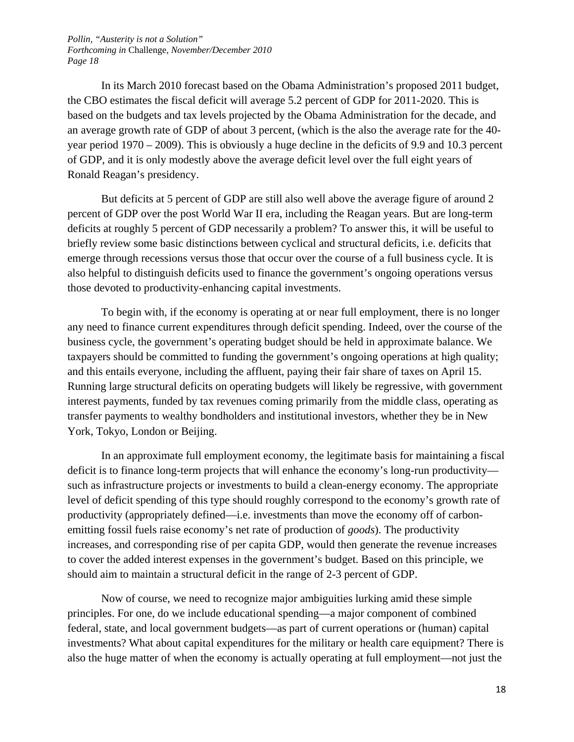In its March 2010 forecast based on the Obama Administration's proposed 2011 budget, the CBO estimates the fiscal deficit will average 5.2 percent of GDP for 2011-2020. This is based on the budgets and tax levels projected by the Obama Administration for the decade, and an average growth rate of GDP of about 3 percent, (which is the also the average rate for the 40-year period 1970 – 2009). This is obviously a huge decline in the deficits of 9.9 and 10.3 percent of GDP, and it is only modestly above the average deficit level over the full eight years of Ronald Reagan's presidency.

But deficits at 5 percent of GDP are still also well above the average figure of around 2 percent of GDP over the post World War II era, including the Reagan years. But are long-term deficits at roughly 5 percent of GDP necessarily a problem? To answer this, it will be useful to briefly review some basic distinctions between cyclical and structural deficits, i.e. deficits that emerge through recessions versus those that occur over the course of a full business cycle. It is also helpful to distinguish deficits used to finance the government's ongoing operations versus those devoted to productivity-enhancing capital investments.

To begin with, if the economy is operating at or near full employment, there is no longer any need to finance current expenditures through deficit spending. Indeed, over the course of the business cycle, the government's operating budget should be held in approximate balance. We taxpayers should be committed to funding the government's ongoing operations at high quality; and this entails everyone, including the affluent, paying their fair share of taxes on April 15. Running large structural deficits on operating budgets will likely be regressive, with government interest payments, funded by tax revenues coming primarily from the middle class, operating as transfer payments to wealthy bondholders and institutional investors, whether they be in New York, Tokyo, London or Beijing.

In an approximate full employment economy, the legitimate basis for maintaining a fiscal deficit is to finance long-term projects that will enhance the economy's long-run productivity—such as infrastructure projects or investments to build a clean-energy economy. The appropriate level of deficit spending of this type should roughly correspond to the economy's growth rate of productivity (appropriately defined—i.e. investments than move the economy off of carbon-emitting fossil fuels raise economy's net rate of production of *goods*). The productivity increases, and corresponding rise of per capita GDP, would then generate the revenue increases to cover the added interest expenses in the government's budget. Based on this principle, we should aim to maintain a structural deficit in the range of 2-3 percent of GDP.

Now of course, we need to recognize major ambiguities lurking amid these simple principles. For one, do we include educational spending—a major component of combined federal, state, and local government budgets—as part of current operations or (human) capital investments? What about capital expenditures for the military or health care equipment? There is also the huge matter of when the economy is actually operating at full employment—not just the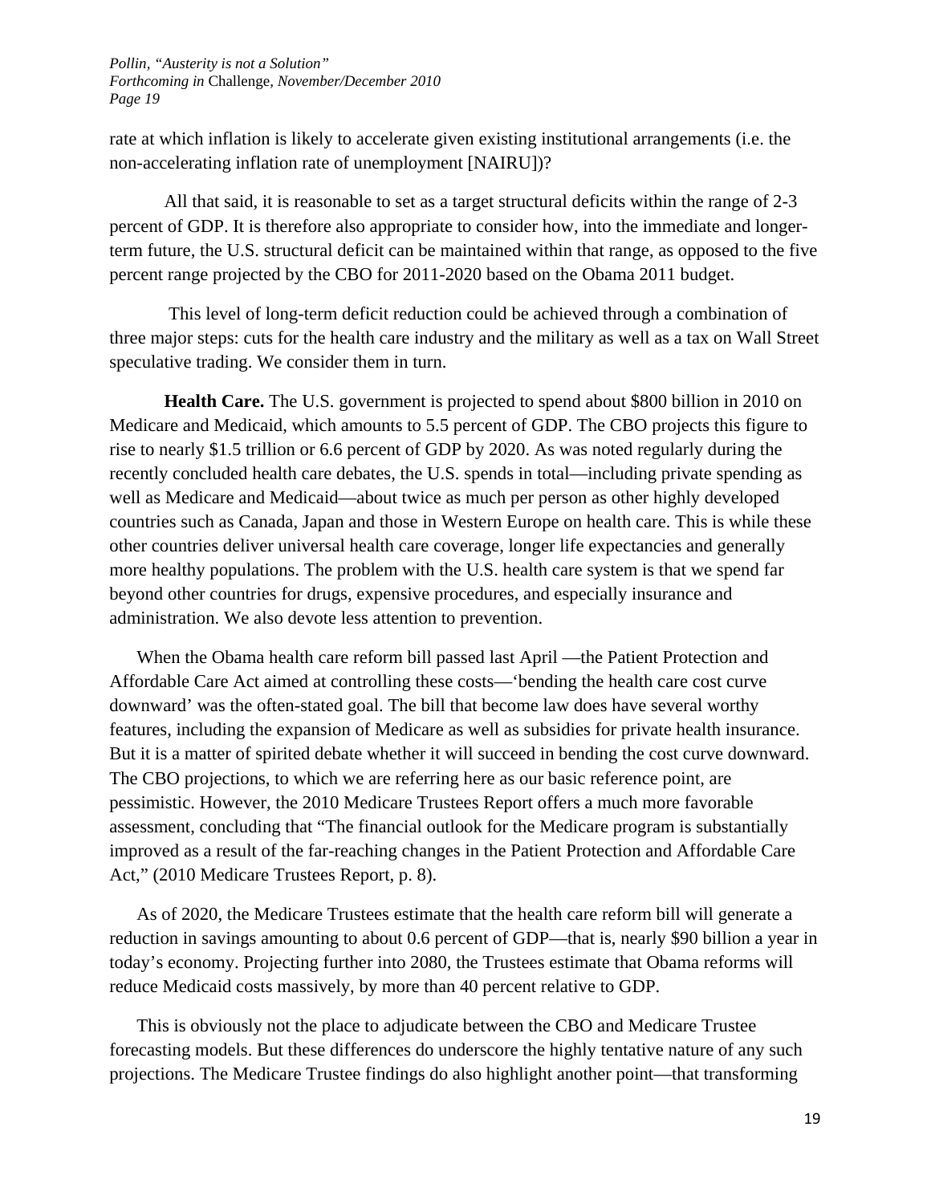rate at which inflation is likely to accelerate given existing institutional arrangements (i.e. the non-accelerating inflation rate of unemployment [NAIRU])?

All that said, it is reasonable to set as a target structural deficits within the range of 2-3 percent of GDP. It is therefore also appropriate to consider how, into the immediate and longer-term future, the U.S. structural deficit can be maintained within that range, as opposed to the five percent range projected by the CBO for 2011-2020 based on the Obama 2011 budget.

This level of long-term deficit reduction could be achieved through a combination of three major steps: cuts for the health care industry and the military as well as a tax on Wall Street speculative trading. We consider them in turn.

**Health Care.** The U.S. government is projected to spend about $800 billion in 2010 on Medicare and Medicaid, which amounts to 5.5 percent of GDP. The CBO projects this figure to rise to nearly $1.5 trillion or 6.6 percent of GDP by 2020. As was noted regularly during the recently concluded health care debates, the U.S. spends in total—including private spending as well as Medicare and Medicaid—about twice as much per person as other highly developed countries such as Canada, Japan and those in Western Europe on health care. This is while these other countries deliver universal health care coverage, longer life expectancies and generally more healthy populations. The problem with the U.S. health care system is that we spend far beyond other countries for drugs, expensive procedures, and especially insurance and administration. We also devote less attention to prevention.

When the Obama health care reform bill passed last April —the Patient Protection and Affordable Care Act aimed at controlling these costs—'bending the health care cost curve downward' was the often-stated goal. The bill that become law does have several worthy features, including the expansion of Medicare as well as subsidies for private health insurance. But it is a matter of spirited debate whether it will succeed in bending the cost curve downward. The CBO projections, to which we are referring here as our basic reference point, are pessimistic. However, the 2010 Medicare Trustees Report offers a much more favorable assessment, concluding that "The financial outlook for the Medicare program is substantially improved as a result of the far-reaching changes in the Patient Protection and Affordable Care Act," (2010 Medicare Trustees Report, p. 8).

As of 2020, the Medicare Trustees estimate that the health care reform bill will generate a reduction in savings amounting to about 0.6 percent of GDP—that is, nearly $90 billion a year in today's economy. Projecting further into 2080, the Trustees estimate that Obama reforms will reduce Medicaid costs massively, by more than 40 percent relative to GDP.

This is obviously not the place to adjudicate between the CBO and Medicare Trustee forecasting models. But these differences do underscore the highly tentative nature of any such projections. The Medicare Trustee findings do also highlight another point—that transforming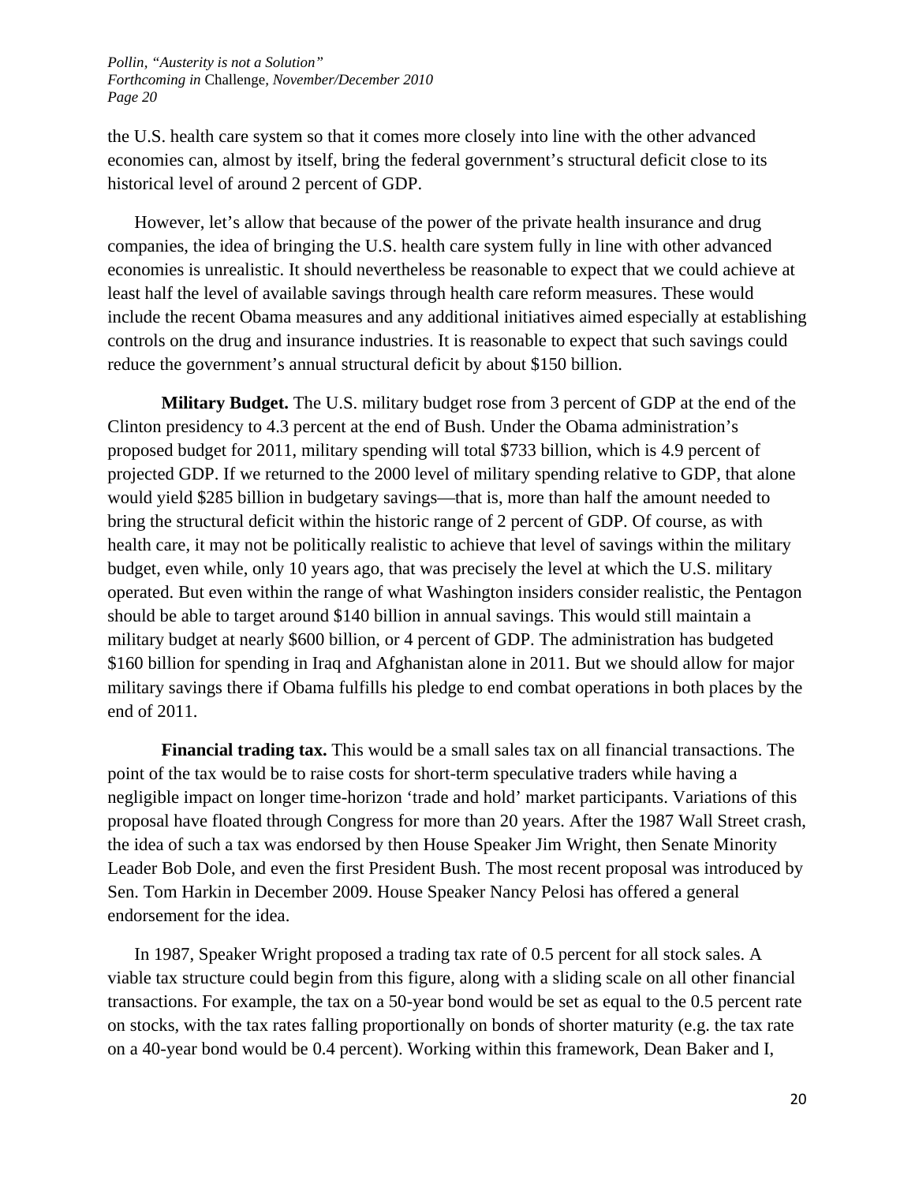the U.S. health care system so that it comes more closely into line with the other advanced economies can, almost by itself, bring the federal government's structural deficit close to its historical level of around 2 percent of GDP.

However, let's allow that because of the power of the private health insurance and drug companies, the idea of bringing the U.S. health care system fully in line with other advanced economies is unrealistic. It should nevertheless be reasonable to expect that we could achieve at least half the level of available savings through health care reform measures. These would include the recent Obama measures and any additional initiatives aimed especially at establishing controls on the drug and insurance industries. It is reasonable to expect that such savings could reduce the government's annual structural deficit by about $150 billion.

**Military Budget.** The U.S. military budget rose from 3 percent of GDP at the end of the Clinton presidency to 4.3 percent at the end of Bush. Under the Obama administration's proposed budget for 2011, military spending will total $733 billion, which is 4.9 percent of projected GDP. If we returned to the 2000 level of military spending relative to GDP, that alone would yield $285 billion in budgetary savings—that is, more than half the amount needed to bring the structural deficit within the historic range of 2 percent of GDP. Of course, as with health care, it may not be politically realistic to achieve that level of savings within the military budget, even while, only 10 years ago, that was precisely the level at which the U.S. military operated. But even within the range of what Washington insiders consider realistic, the Pentagon should be able to target around $140 billion in annual savings. This would still maintain a military budget at nearly $600 billion, or 4 percent of GDP. The administration has budgeted $160 billion for spending in Iraq and Afghanistan alone in 2011. But we should allow for major military savings there if Obama fulfills his pledge to end combat operations in both places by the end of 2011.

**Financial trading tax.** This would be a small sales tax on all financial transactions. The point of the tax would be to raise costs for short-term speculative traders while having a negligible impact on longer time-horizon 'trade and hold' market participants. Variations of this proposal have floated through Congress for more than 20 years. After the 1987 Wall Street crash, the idea of such a tax was endorsed by then House Speaker Jim Wright, then Senate Minority Leader Bob Dole, and even the first President Bush. The most recent proposal was introduced by Sen. Tom Harkin in December 2009. House Speaker Nancy Pelosi has offered a general endorsement for the idea.

In 1987, Speaker Wright proposed a trading tax rate of 0.5 percent for all stock sales. A viable tax structure could begin from this figure, along with a sliding scale on all other financial transactions. For example, the tax on a 50-year bond would be set as equal to the 0.5 percent rate on stocks, with the tax rates falling proportionally on bonds of shorter maturity (e.g. the tax rate on a 40-year bond would be 0.4 percent). Working within this framework, Dean Baker and I,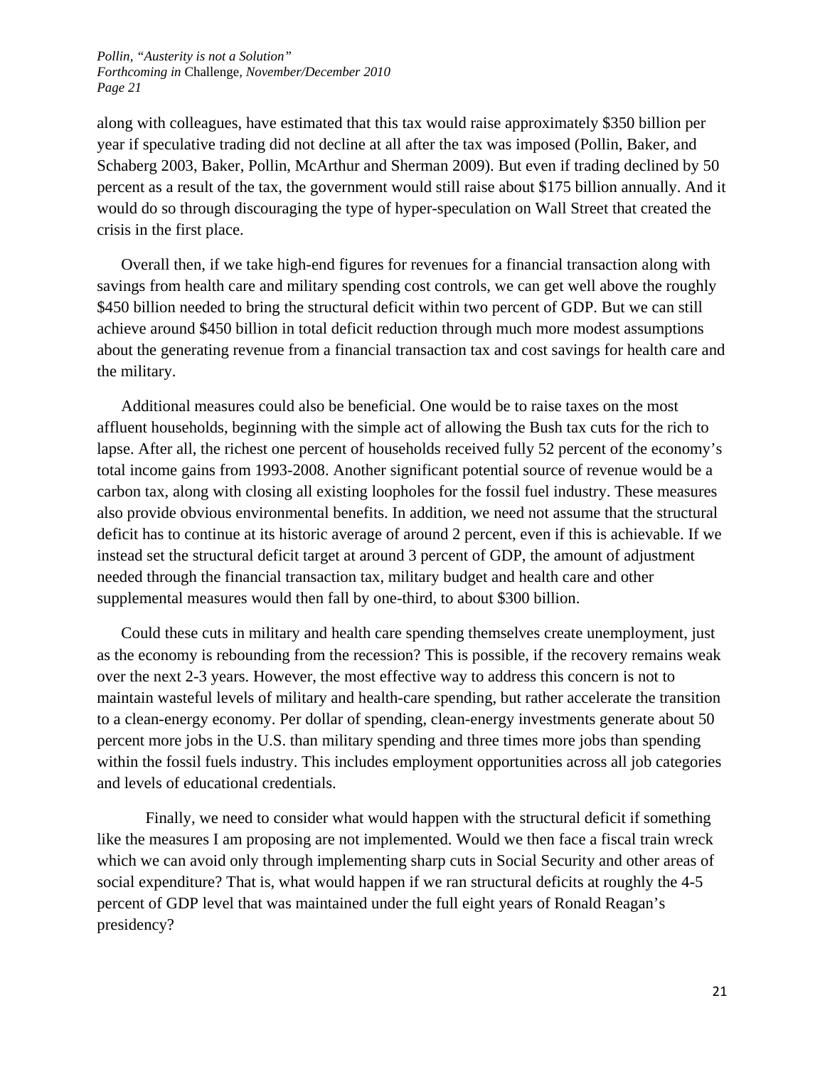along with colleagues, have estimated that this tax would raise approximately $350 billion per year if speculative trading did not decline at all after the tax was imposed (Pollin, Baker, and Schaberg 2003, Baker, Pollin, McArthur and Sherman 2009). But even if trading declined by 50 percent as a result of the tax, the government would still raise about $175 billion annually. And it would do so through discouraging the type of hyper-speculation on Wall Street that created the crisis in the first place.

Overall then, if we take high-end figures for revenues for a financial transaction along with savings from health care and military spending cost controls, we can get well above the roughly $450 billion needed to bring the structural deficit within two percent of GDP. But we can still achieve around $450 billion in total deficit reduction through much more modest assumptions about the generating revenue from a financial transaction tax and cost savings for health care and the military.

Additional measures could also be beneficial. One would be to raise taxes on the most affluent households, beginning with the simple act of allowing the Bush tax cuts for the rich to lapse. After all, the richest one percent of households received fully 52 percent of the economy's total income gains from 1993-2008. Another significant potential source of revenue would be a carbon tax, along with closing all existing loopholes for the fossil fuel industry. These measures also provide obvious environmental benefits. In addition, we need not assume that the structural deficit has to continue at its historic average of around 2 percent, even if this is achievable. If we instead set the structural deficit target at around 3 percent of GDP, the amount of adjustment needed through the financial transaction tax, military budget and health care and other supplemental measures would then fall by one-third, to about $300 billion.

Could these cuts in military and health care spending themselves create unemployment, just as the economy is rebounding from the recession? This is possible, if the recovery remains weak over the next 2-3 years. However, the most effective way to address this concern is not to maintain wasteful levels of military and health-care spending, but rather accelerate the transition to a clean-energy economy. Per dollar of spending, clean-energy investments generate about 50 percent more jobs in the U.S. than military spending and three times more jobs than spending within the fossil fuels industry. This includes employment opportunities across all job categories and levels of educational credentials.

Finally, we need to consider what would happen with the structural deficit if something like the measures I am proposing are not implemented. Would we then face a fiscal train wreck which we can avoid only through implementing sharp cuts in Social Security and other areas of social expenditure? That is, what would happen if we ran structural deficits at roughly the 4-5 percent of GDP level that was maintained under the full eight years of Ronald Reagan's presidency?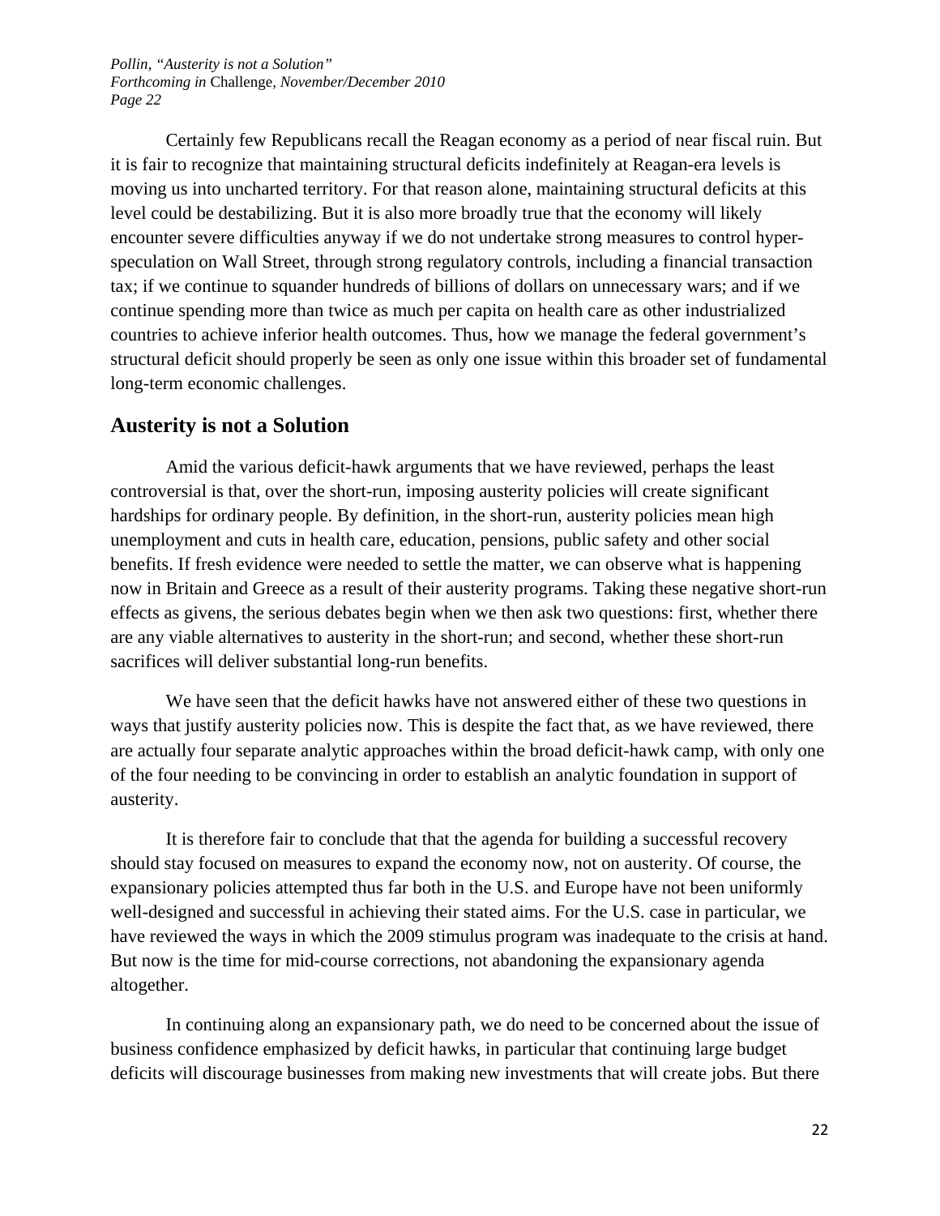Certainly few Republicans recall the Reagan economy as a period of near fiscal ruin. But it is fair to recognize that maintaining structural deficits indefinitely at Reagan-era levels is moving us into uncharted territory. For that reason alone, maintaining structural deficits at this level could be destabilizing. But it is also more broadly true that the economy will likely encounter severe difficulties anyway if we do not undertake strong measures to control hyper-speculation on Wall Street, through strong regulatory controls, including a financial transaction tax; if we continue to squander hundreds of billions of dollars on unnecessary wars; and if we continue spending more than twice as much per capita on health care as other industrialized countries to achieve inferior health outcomes. Thus, how we manage the federal government's structural deficit should properly be seen as only one issue within this broader set of fundamental long-term economic challenges.

## Austerity is not a Solution

Amid the various deficit-hawk arguments that we have reviewed, perhaps the least controversial is that, over the short-run, imposing austerity policies will create significant hardships for ordinary people. By definition, in the short-run, austerity policies mean high unemployment and cuts in health care, education, pensions, public safety and other social benefits. If fresh evidence were needed to settle the matter, we can observe what is happening now in Britain and Greece as a result of their austerity programs. Taking these negative short-run effects as givens, the serious debates begin when we then ask two questions: first, whether there are any viable alternatives to austerity in the short-run; and second, whether these short-run sacrifices will deliver substantial long-run benefits.

We have seen that the deficit hawks have not answered either of these two questions in ways that justify austerity policies now. This is despite the fact that, as we have reviewed, there are actually four separate analytic approaches within the broad deficit-hawk camp, with only one of the four needing to be convincing in order to establish an analytic foundation in support of austerity.

It is therefore fair to conclude that that the agenda for building a successful recovery should stay focused on measures to expand the economy now, not on austerity. Of course, the expansionary policies attempted thus far both in the U.S. and Europe have not been uniformly well-designed and successful in achieving their stated aims. For the U.S. case in particular, we have reviewed the ways in which the 2009 stimulus program was inadequate to the crisis at hand. But now is the time for mid-course corrections, not abandoning the expansionary agenda altogether.

In continuing along an expansionary path, we do need to be concerned about the issue of business confidence emphasized by deficit hawks, in particular that continuing large budget deficits will discourage businesses from making new investments that will create jobs. But there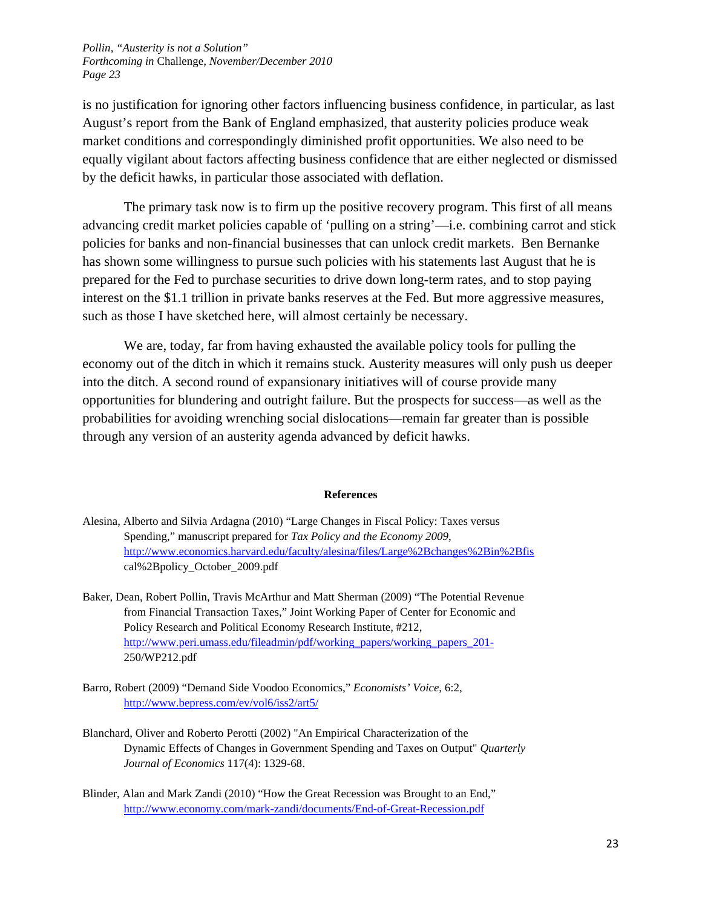is no justification for ignoring other factors influencing business confidence, in particular, as last August's report from the Bank of England emphasized, that austerity policies produce weak market conditions and correspondingly diminished profit opportunities. We also need to be equally vigilant about factors affecting business confidence that are either neglected or dismissed by the deficit hawks, in particular those associated with deflation.

The primary task now is to firm up the positive recovery program. This first of all means advancing credit market policies capable of 'pulling on a string'—i.e. combining carrot and stick policies for banks and non-financial businesses that can unlock credit markets. Ben Bernanke has shown some willingness to pursue such policies with his statements last August that he is prepared for the Fed to purchase securities to drive down long-term rates, and to stop paying interest on the $1.1 trillion in private banks reserves at the Fed. But more aggressive measures, such as those I have sketched here, will almost certainly be necessary.

We are, today, far from having exhausted the available policy tools for pulling the economy out of the ditch in which it remains stuck. Austerity measures will only push us deeper into the ditch. A second round of expansionary initiatives will of course provide many opportunities for blundering and outright failure. But the prospects for success—as well as the probabilities for avoiding wrenching social dislocations—remain far greater than is possible through any version of an austerity agenda advanced by deficit hawks.

**References**

Alesina, Alberto and Silvia Ardagna (2010) "Large Changes in Fiscal Policy: Taxes versus Spending," manuscript prepared for *Tax Policy and the Economy 2009*, http://www.economics.harvard.edu/faculty/alesina/files/Large%2Bchanges%2Bin%2Bfiscal%2Bpolicy_October_2009.pdf

Baker, Dean, Robert Pollin, Travis McArthur and Matt Sherman (2009) "The Potential Revenue from Financial Transaction Taxes," Joint Working Paper of Center for Economic and Policy Research and Political Economy Research Institute, #212, http://www.peri.umass.edu/fileadmin/pdf/working_papers/working_papers_201-250/WP212.pdf

Barro, Robert (2009) "Demand Side Voodoo Economics," *Economists' Voice*, 6:2, http://www.bepress.com/ev/vol6/iss2/art5/

Blanchard, Oliver and Roberto Perotti (2002) "An Empirical Characterization of the Dynamic Effects of Changes in Government Spending and Taxes on Output" *Quarterly Journal of Economics* 117(4): 1329-68.

Blinder, Alan and Mark Zandi (2010) "How the Great Recession was Brought to an End," http://www.economy.com/mark-zandi/documents/End-of-Great-Recession.pdf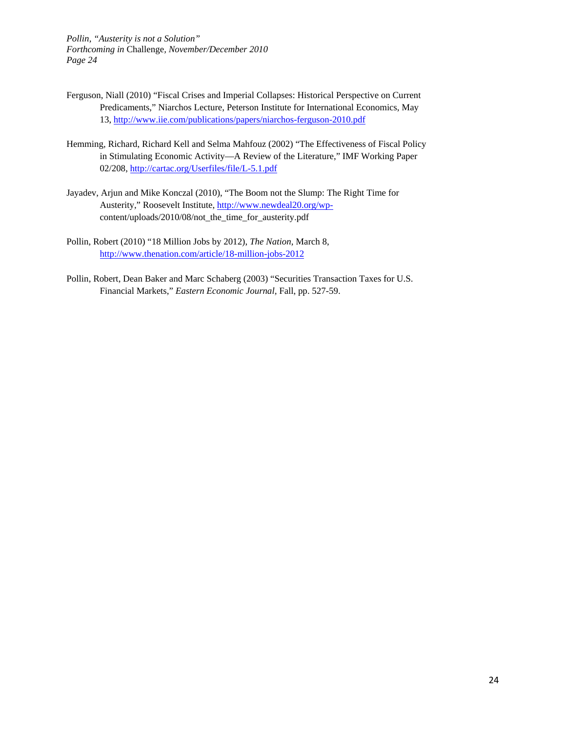Ferguson, Niall (2010) "Fiscal Crises and Imperial Collapses: Historical Perspective on Current Predicaments," Niarchos Lecture, Peterson Institute for International Economics, May 13, http://www.iie.com/publications/papers/niarchos-ferguson-2010.pdf

Hemming, Richard, Richard Kell and Selma Mahfouz (2002) "The Effectiveness of Fiscal Policy in Stimulating Economic Activity—A Review of the Literature," IMF Working Paper 02/208, http://cartac.org/Userfiles/file/L-5.1.pdf

Jayadev, Arjun and Mike Konczal (2010), "The Boom not the Slump: The Right Time for Austerity," Roosevelt Institute, http://www.newdeal20.org/wp-content/uploads/2010/08/not_the_time_for_austerity.pdf

Pollin, Robert (2010) "18 Million Jobs by 2012), *The Nation*, March 8, http://www.thenation.com/article/18-million-jobs-2012

Pollin, Robert, Dean Baker and Marc Schaberg (2003) "Securities Transaction Taxes for U.S. Financial Markets," *Eastern Economic Journal*, Fall, pp. 527-59.